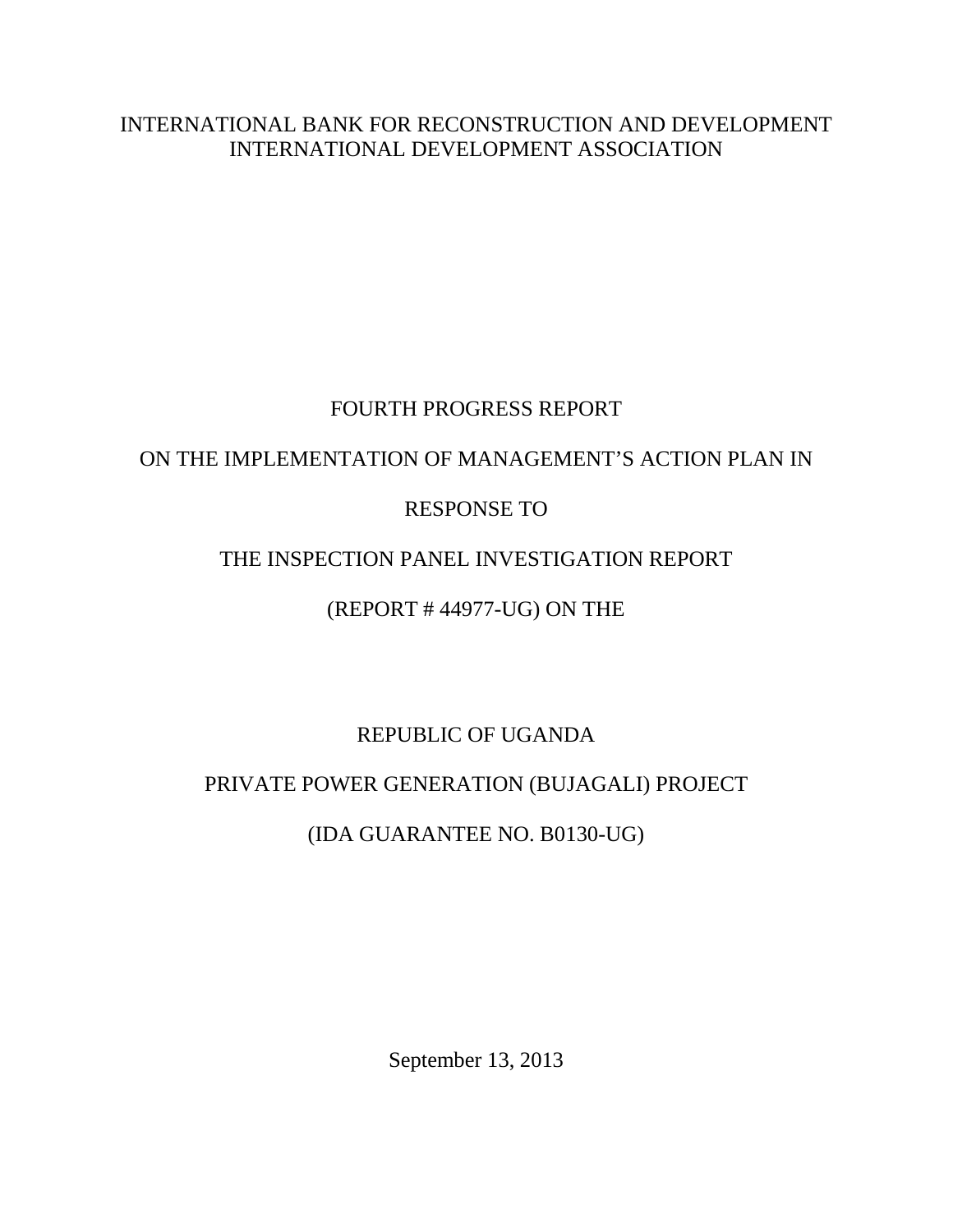INTERNATIONAL BANK FOR RECONSTRUCTION AND DEVELOPMENT
INTERNATIONAL DEVELOPMENT ASSOCIATION

# FOURTH PROGRESS REPORT

# ON THE IMPLEMENTATION OF MANAGEMENT'S ACTION PLAN IN

# RESPONSE TO

# THE INSPECTION PANEL INVESTIGATION REPORT

# (REPORT # 44977-UG) ON THE

# REPUBLIC OF UGANDA

# PRIVATE POWER GENERATION (BUJAGALI) PROJECT

# (IDA GUARANTEE NO. B0130-UG)

September 13, 2013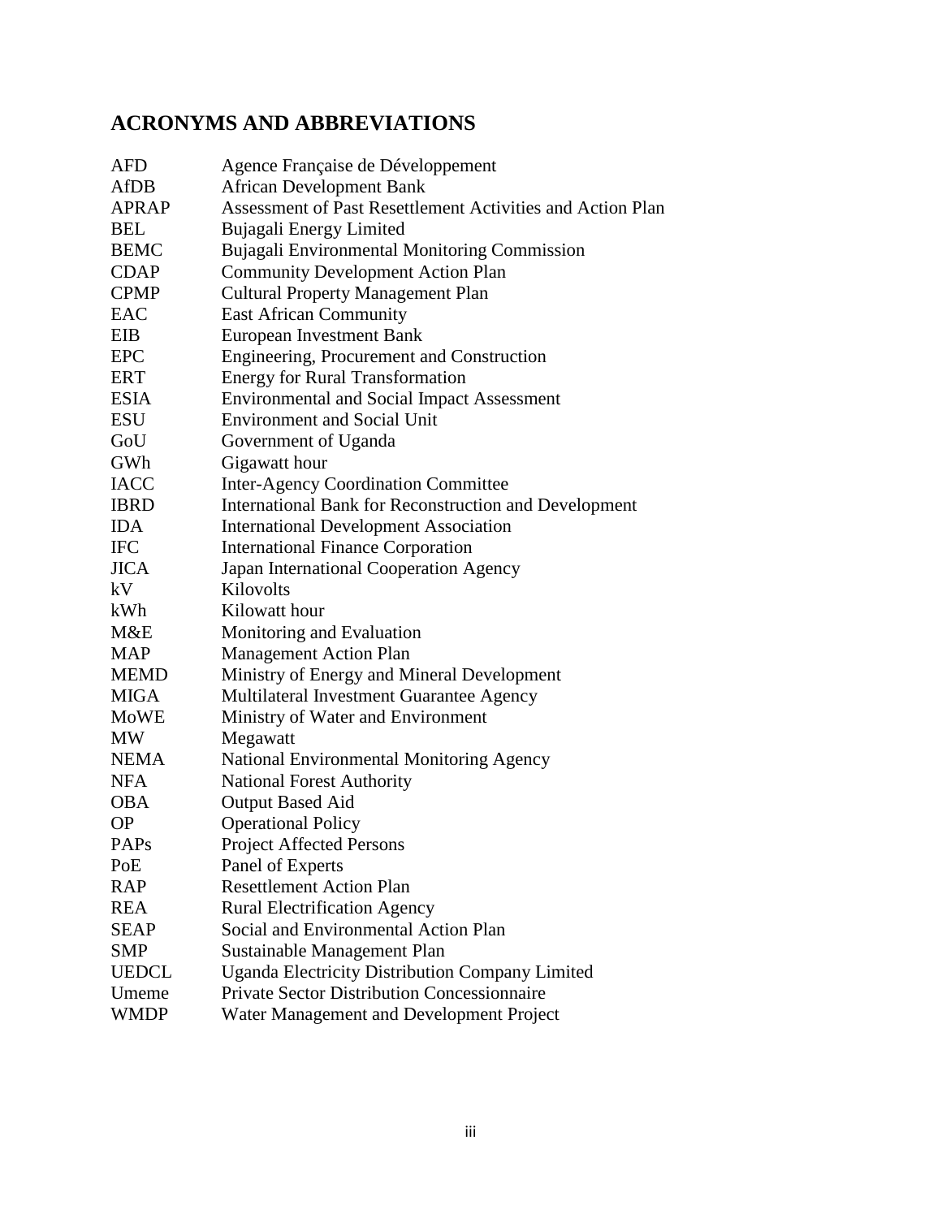## ACRONYMS AND ABBREVIATIONS

| | |
|---|---|
| AFD | Agence Française de Développement |
| AfDB | African Development Bank |
| APRAP | Assessment of Past Resettlement Activities and Action Plan |
| BEL | Bujagali Energy Limited |
| BEMC | Bujagali Environmental Monitoring Commission |
| CDAP | Community Development Action Plan |
| CPMP | Cultural Property Management Plan |
| EAC | East African Community |
| EIB | European Investment Bank |
| EPC | Engineering, Procurement and Construction |
| ERT | Energy for Rural Transformation |
| ESIA | Environmental and Social Impact Assessment |
| ESU | Environment and Social Unit |
| GoU | Government of Uganda |
| GWh | Gigawatt hour |
| IACC | Inter-Agency Coordination Committee |
| IBRD | International Bank for Reconstruction and Development |
| IDA | International Development Association |
| IFC | International Finance Corporation |
| JICA | Japan International Cooperation Agency |
| kV | Kilovolts |
| kWh | Kilowatt hour |
| M&E | Monitoring and Evaluation |
| MAP | Management Action Plan |
| MEMD | Ministry of Energy and Mineral Development |
| MIGA | Multilateral Investment Guarantee Agency |
| MoWE | Ministry of Water and Environment |
| MW | Megawatt |
| NEMA | National Environmental Monitoring Agency |
| NFA | National Forest Authority |
| OBA | Output Based Aid |
| OP | Operational Policy |
| PAPs | Project Affected Persons |
| PoE | Panel of Experts |
| RAP | Resettlement Action Plan |
| REA | Rural Electrification Agency |
| SEAP | Social and Environmental Action Plan |
| SMP | Sustainable Management Plan |
| UEDCL | Uganda Electricity Distribution Company Limited |
| Umeme | Private Sector Distribution Concessionaire |
| WMDP | Water Management and Development Project |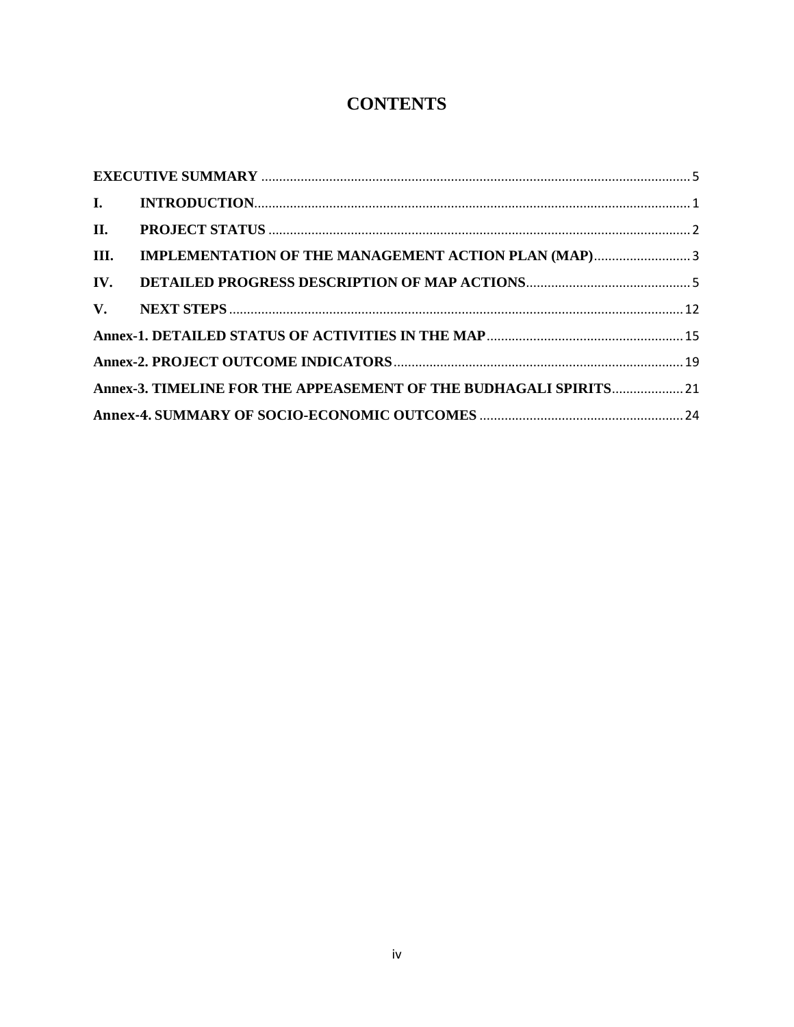# CONTENTS

EXECUTIVE SUMMARY ........ 5

I. INTRODUCTION ........ 1

II. PROJECT STATUS ........ 2

III. IMPLEMENTATION OF THE MANAGEMENT ACTION PLAN (MAP) ........ 3

IV. DETAILED PROGRESS DESCRIPTION OF MAP ACTIONS ........ 5

V. NEXT STEPS ........ 12

Annex-1. DETAILED STATUS OF ACTIVITIES IN THE MAP ........ 15

Annex-2. PROJECT OUTCOME INDICATORS ........ 19

Annex-3. TIMELINE FOR THE APPEASEMENT OF THE BUDHAGALI SPIRITS ........ 21

Annex-4. SUMMARY OF SOCIO-ECONOMIC OUTCOMES ........ 24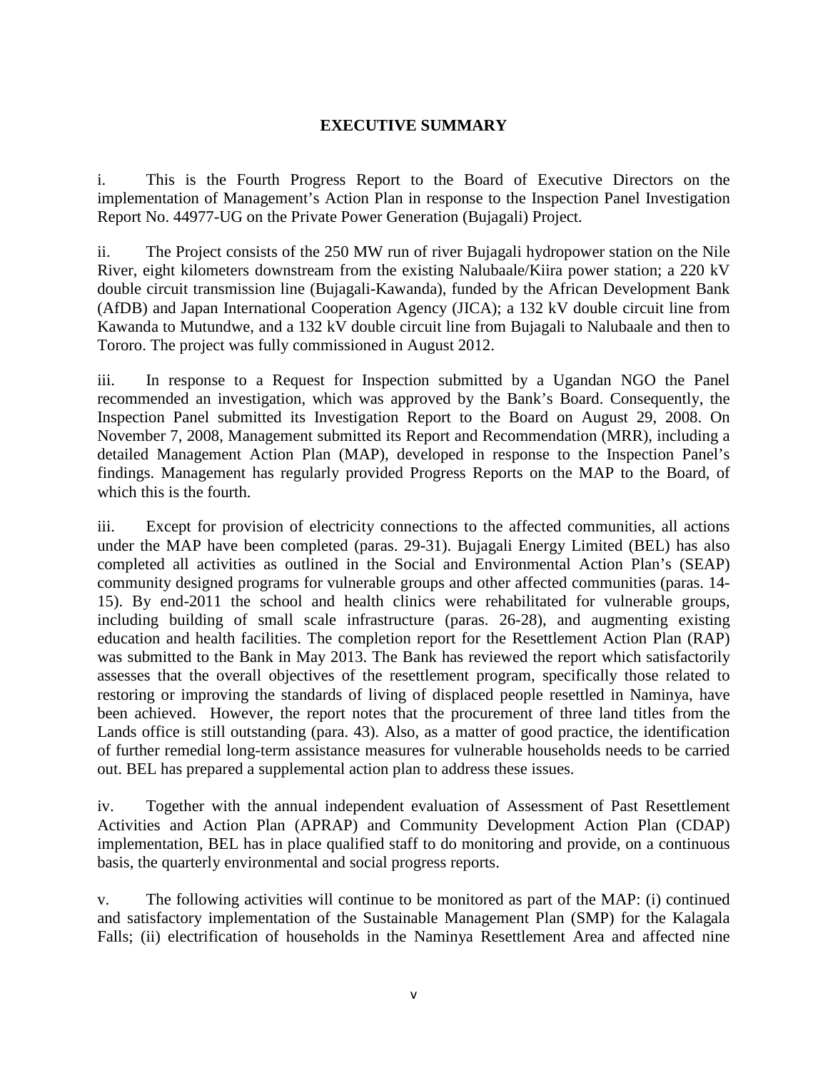# EXECUTIVE SUMMARY

i. This is the Fourth Progress Report to the Board of Executive Directors on the implementation of Management's Action Plan in response to the Inspection Panel Investigation Report No. 44977-UG on the Private Power Generation (Bujagali) Project.

ii. The Project consists of the 250 MW run of river Bujagali hydropower station on the Nile River, eight kilometers downstream from the existing Nalubaale/Kiira power station; a 220 kV double circuit transmission line (Bujagali-Kawanda), funded by the African Development Bank (AfDB) and Japan International Cooperation Agency (JICA); a 132 kV double circuit line from Kawanda to Mutundwe, and a 132 kV double circuit line from Bujagali to Nalubaale and then to Tororo. The project was fully commissioned in August 2012.

iii. In response to a Request for Inspection submitted by a Ugandan NGO the Panel recommended an investigation, which was approved by the Bank's Board. Consequently, the Inspection Panel submitted its Investigation Report to the Board on August 29, 2008. On November 7, 2008, Management submitted its Report and Recommendation (MRR), including a detailed Management Action Plan (MAP), developed in response to the Inspection Panel's findings. Management has regularly provided Progress Reports on the MAP to the Board, of which this is the fourth.

iii. Except for provision of electricity connections to the affected communities, all actions under the MAP have been completed (paras. 29-31). Bujagali Energy Limited (BEL) has also completed all activities as outlined in the Social and Environmental Action Plan's (SEAP) community designed programs for vulnerable groups and other affected communities (paras. 14-15). By end-2011 the school and health clinics were rehabilitated for vulnerable groups, including building of small scale infrastructure (paras. 26-28), and augmenting existing education and health facilities. The completion report for the Resettlement Action Plan (RAP) was submitted to the Bank in May 2013. The Bank has reviewed the report which satisfactorily assesses that the overall objectives of the resettlement program, specifically those related to restoring or improving the standards of living of displaced people resettled in Naminya, have been achieved. However, the report notes that the procurement of three land titles from the Lands office is still outstanding (para. 43). Also, as a matter of good practice, the identification of further remedial long-term assistance measures for vulnerable households needs to be carried out. BEL has prepared a supplemental action plan to address these issues.

iv. Together with the annual independent evaluation of Assessment of Past Resettlement Activities and Action Plan (APRAP) and Community Development Action Plan (CDAP) implementation, BEL has in place qualified staff to do monitoring and provide, on a continuous basis, the quarterly environmental and social progress reports.

v. The following activities will continue to be monitored as part of the MAP: (i) continued and satisfactory implementation of the Sustainable Management Plan (SMP) for the Kalagala Falls; (ii) electrification of households in the Naminya Resettlement Area and affected nine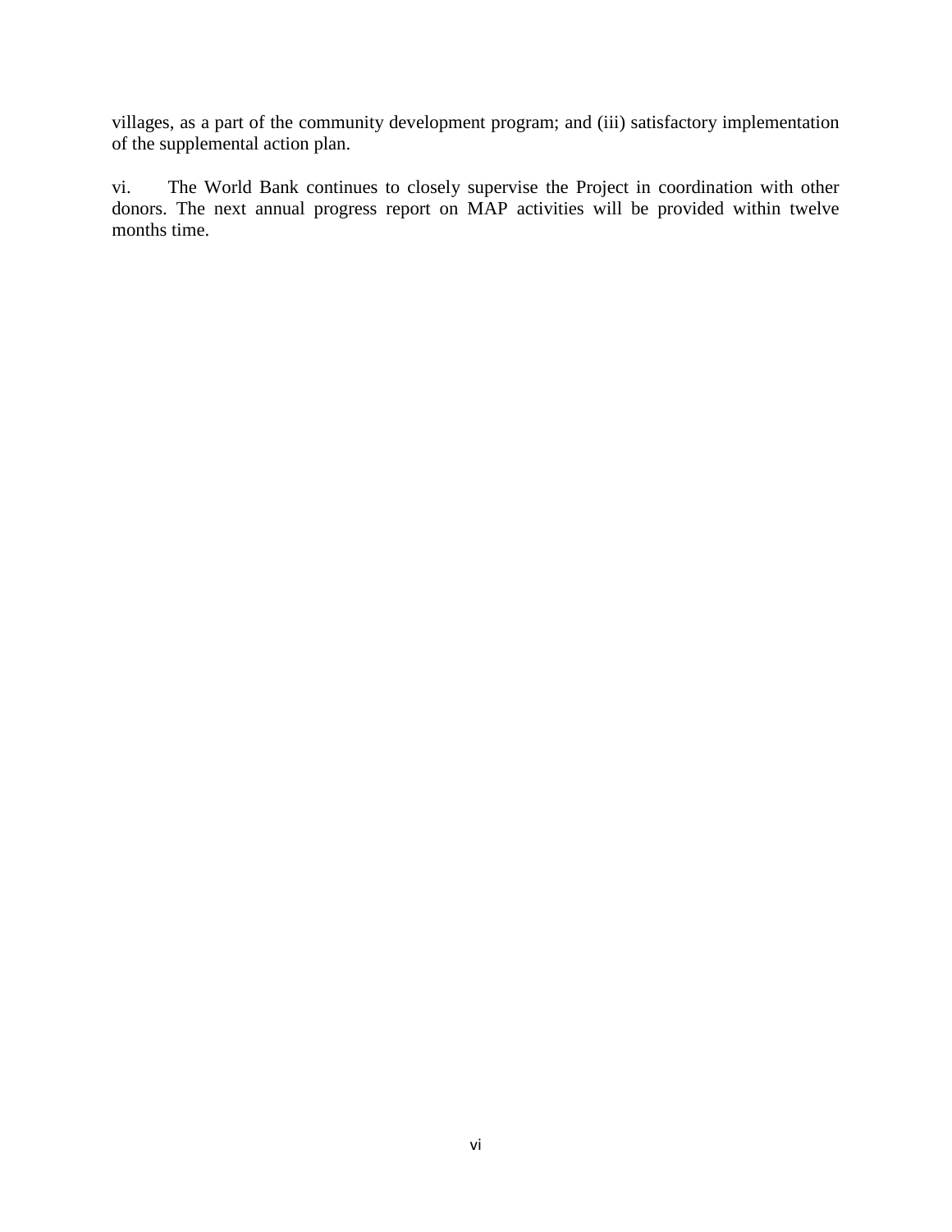villages, as a part of the community development program; and (iii) satisfactory implementation of the supplemental action plan.

vi. The World Bank continues to closely supervise the Project in coordination with other donors. The next annual progress report on MAP activities will be provided within twelve months time.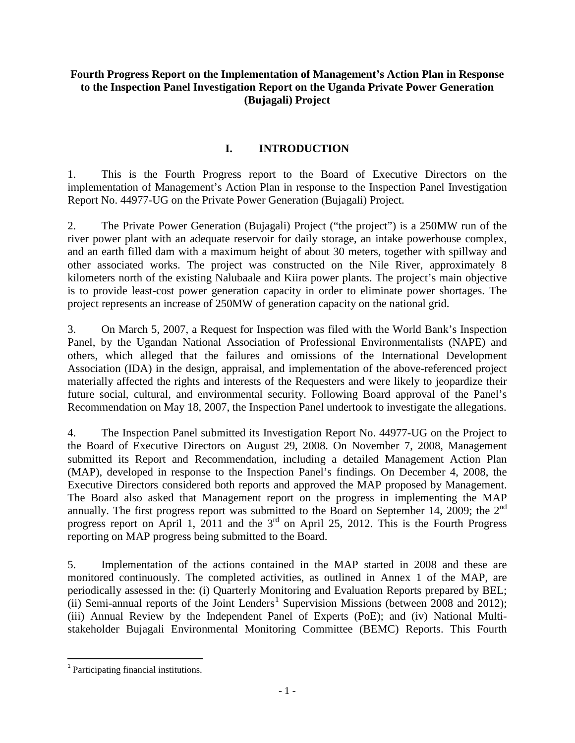**Fourth Progress Report on the Implementation of Management's Action Plan in Response to the Inspection Panel Investigation Report on the Uganda Private Power Generation (Bujagali) Project**

## I. INTRODUCTION

1. This is the Fourth Progress report to the Board of Executive Directors on the implementation of Management's Action Plan in response to the Inspection Panel Investigation Report No. 44977-UG on the Private Power Generation (Bujagali) Project.

2. The Private Power Generation (Bujagali) Project ("the project") is a 250MW run of the river power plant with an adequate reservoir for daily storage, an intake powerhouse complex, and an earth filled dam with a maximum height of about 30 meters, together with spillway and other associated works. The project was constructed on the Nile River, approximately 8 kilometers north of the existing Nalubaale and Kiira power plants. The project's main objective is to provide least-cost power generation capacity in order to eliminate power shortages. The project represents an increase of 250MW of generation capacity on the national grid.

3. On March 5, 2007, a Request for Inspection was filed with the World Bank's Inspection Panel, by the Ugandan National Association of Professional Environmentalists (NAPE) and others, which alleged that the failures and omissions of the International Development Association (IDA) in the design, appraisal, and implementation of the above-referenced project materially affected the rights and interests of the Requesters and were likely to jeopardize their future social, cultural, and environmental security. Following Board approval of the Panel's Recommendation on May 18, 2007, the Inspection Panel undertook to investigate the allegations.

4. The Inspection Panel submitted its Investigation Report No. 44977-UG on the Project to the Board of Executive Directors on August 29, 2008. On November 7, 2008, Management submitted its Report and Recommendation, including a detailed Management Action Plan (MAP), developed in response to the Inspection Panel's findings. On December 4, 2008, the Executive Directors considered both reports and approved the MAP proposed by Management. The Board also asked that Management report on the progress in implementing the MAP annually. The first progress report was submitted to the Board on September 14, 2009; the 2nd progress report on April 1, 2011 and the 3rd on April 25, 2012. This is the Fourth Progress reporting on MAP progress being submitted to the Board.

5. Implementation of the actions contained in the MAP started in 2008 and these are monitored continuously. The completed activities, as outlined in Annex 1 of the MAP, are periodically assessed in the: (i) Quarterly Monitoring and Evaluation Reports prepared by BEL; (ii) Semi-annual reports of the Joint Lenders[1] Supervision Missions (between 2008 and 2012); (iii) Annual Review by the Independent Panel of Experts (PoE); and (iv) National Multi-stakeholder Bujagali Environmental Monitoring Committee (BEMC) Reports. This Fourth

---

[1] Participating financial institutions.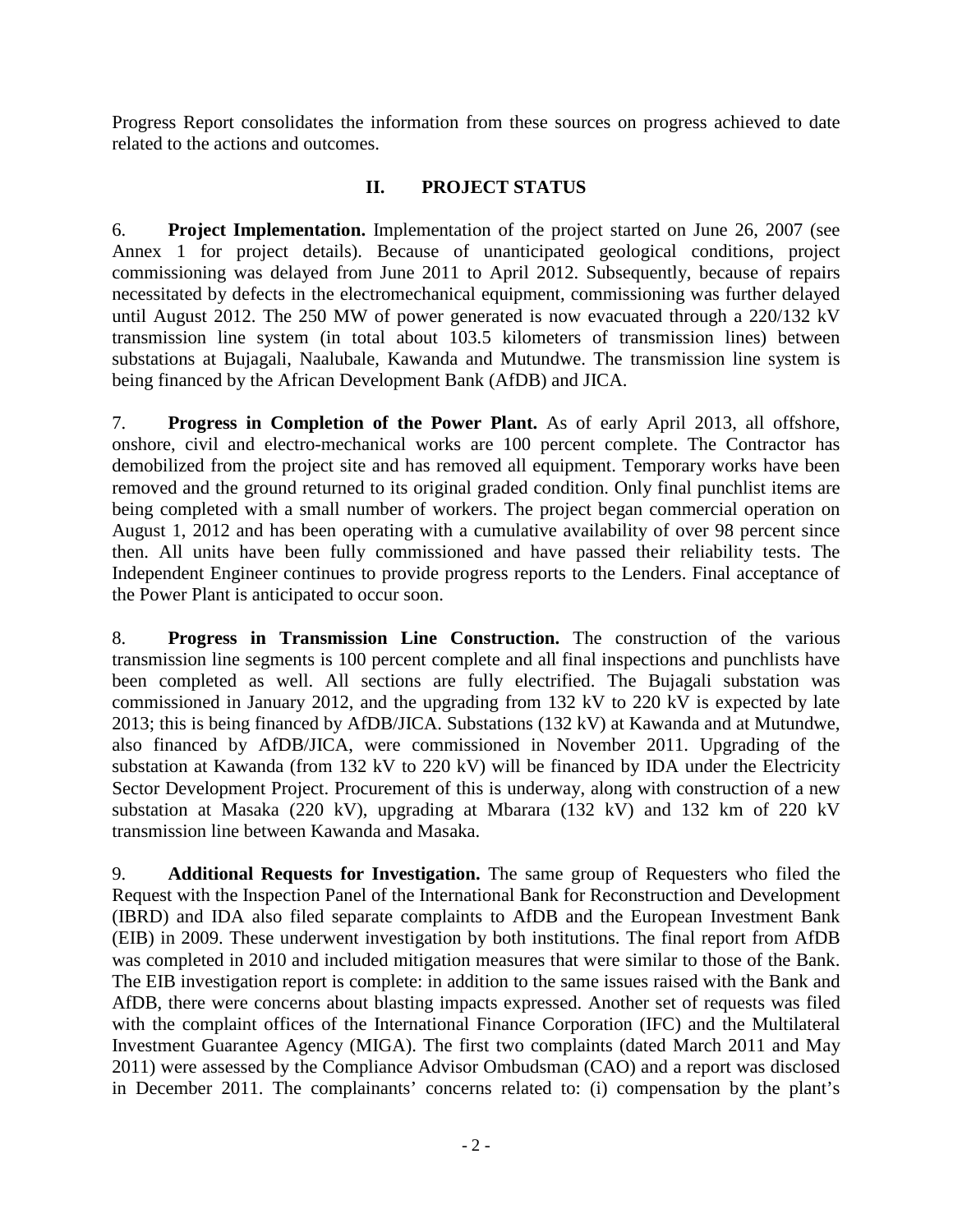Progress Report consolidates the information from these sources on progress achieved to date related to the actions and outcomes.

## II. PROJECT STATUS

6. **Project Implementation.** Implementation of the project started on June 26, 2007 (see Annex 1 for project details). Because of unanticipated geological conditions, project commissioning was delayed from June 2011 to April 2012. Subsequently, because of repairs necessitated by defects in the electromechanical equipment, commissioning was further delayed until August 2012. The 250 MW of power generated is now evacuated through a 220/132 kV transmission line system (in total about 103.5 kilometers of transmission lines) between substations at Bujagali, Naalubale, Kawanda and Mutundwe. The transmission line system is being financed by the African Development Bank (AfDB) and JICA.

7. **Progress in Completion of the Power Plant.** As of early April 2013, all offshore, onshore, civil and electro-mechanical works are 100 percent complete. The Contractor has demobilized from the project site and has removed all equipment. Temporary works have been removed and the ground returned to its original graded condition. Only final punchlist items are being completed with a small number of workers. The project began commercial operation on August 1, 2012 and has been operating with a cumulative availability of over 98 percent since then. All units have been fully commissioned and have passed their reliability tests. The Independent Engineer continues to provide progress reports to the Lenders. Final acceptance of the Power Plant is anticipated to occur soon.

8. **Progress in Transmission Line Construction.** The construction of the various transmission line segments is 100 percent complete and all final inspections and punchlists have been completed as well. All sections are fully electrified. The Bujagali substation was commissioned in January 2012, and the upgrading from 132 kV to 220 kV is expected by late 2013; this is being financed by AfDB/JICA. Substations (132 kV) at Kawanda and at Mutundwe, also financed by AfDB/JICA, were commissioned in November 2011. Upgrading of the substation at Kawanda (from 132 kV to 220 kV) will be financed by IDA under the Electricity Sector Development Project. Procurement of this is underway, along with construction of a new substation at Masaka (220 kV), upgrading at Mbarara (132 kV) and 132 km of 220 kV transmission line between Kawanda and Masaka.

9. **Additional Requests for Investigation.** The same group of Requesters who filed the Request with the Inspection Panel of the International Bank for Reconstruction and Development (IBRD) and IDA also filed separate complaints to AfDB and the European Investment Bank (EIB) in 2009. These underwent investigation by both institutions. The final report from AfDB was completed in 2010 and included mitigation measures that were similar to those of the Bank. The EIB investigation report is complete: in addition to the same issues raised with the Bank and AfDB, there were concerns about blasting impacts expressed. Another set of requests was filed with the complaint offices of the International Finance Corporation (IFC) and the Multilateral Investment Guarantee Agency (MIGA). The first two complaints (dated March 2011 and May 2011) were assessed by the Compliance Advisor Ombudsman (CAO) and a report was disclosed in December 2011. The complainants' concerns related to: (i) compensation by the plant's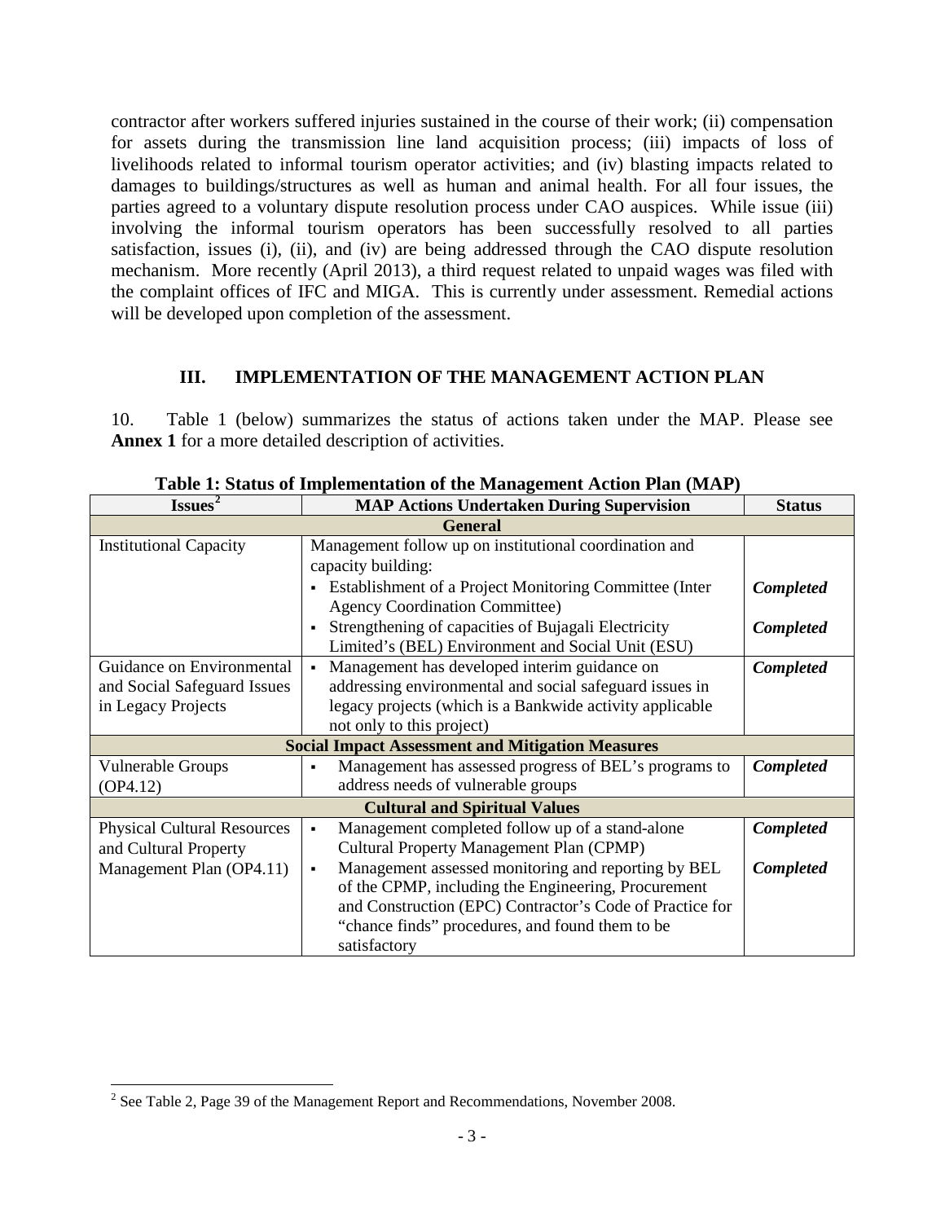contractor after workers suffered injuries sustained in the course of their work; (ii) compensation for assets during the transmission line land acquisition process; (iii) impacts of loss of livelihoods related to informal tourism operator activities; and (iv) blasting impacts related to damages to buildings/structures as well as human and animal health. For all four issues, the parties agreed to a voluntary dispute resolution process under CAO auspices. While issue (iii) involving the informal tourism operators has been successfully resolved to all parties satisfaction, issues (i), (ii), and (iv) are being addressed through the CAO dispute resolution mechanism. More recently (April 2013), a third request related to unpaid wages was filed with the complaint offices of IFC and MIGA. This is currently under assessment. Remedial actions will be developed upon completion of the assessment.

## III. IMPLEMENTATION OF THE MANAGEMENT ACTION PLAN

10. Table 1 (below) summarizes the status of actions taken under the MAP. Please see **Annex 1** for a more detailed description of activities.

**Table 1: Status of Implementation of the Management Action Plan (MAP)**

| Issues[2] | MAP Actions Undertaken During Supervision | Status |
|---|---|---|
| **General** | | |
| Institutional Capacity | Management follow up on institutional coordination and capacity building: | |
| | ▪ Establishment of a Project Monitoring Committee (Inter Agency Coordination Committee) | ***Completed*** |
| | ▪ Strengthening of capacities of Bujagali Electricity Limited's (BEL) Environment and Social Unit (ESU) | ***Completed*** |
| Guidance on Environmental and Social Safeguard Issues in Legacy Projects | ▪ Management has developed interim guidance on addressing environmental and social safeguard issues in legacy projects (which is a Bankwide activity applicable not only to this project) | ***Completed*** |
| **Social Impact Assessment and Mitigation Measures** | | |
| Vulnerable Groups (OP4.12) | ▪ Management has assessed progress of BEL's programs to address needs of vulnerable groups | ***Completed*** |
| **Cultural and Spiritual Values** | | |
| Physical Cultural Resources and Cultural Property Management Plan (OP4.11) | ▪ Management completed follow up of a stand-alone Cultural Property Management Plan (CPMP) | ***Completed*** |
| | ▪ Management assessed monitoring and reporting by BEL of the CPMP, including the Engineering, Procurement and Construction (EPC) Contractor's Code of Practice for "chance finds" procedures, and found them to be satisfactory | ***Completed*** |

[2] See Table 2, Page 39 of the Management Report and Recommendations, November 2008.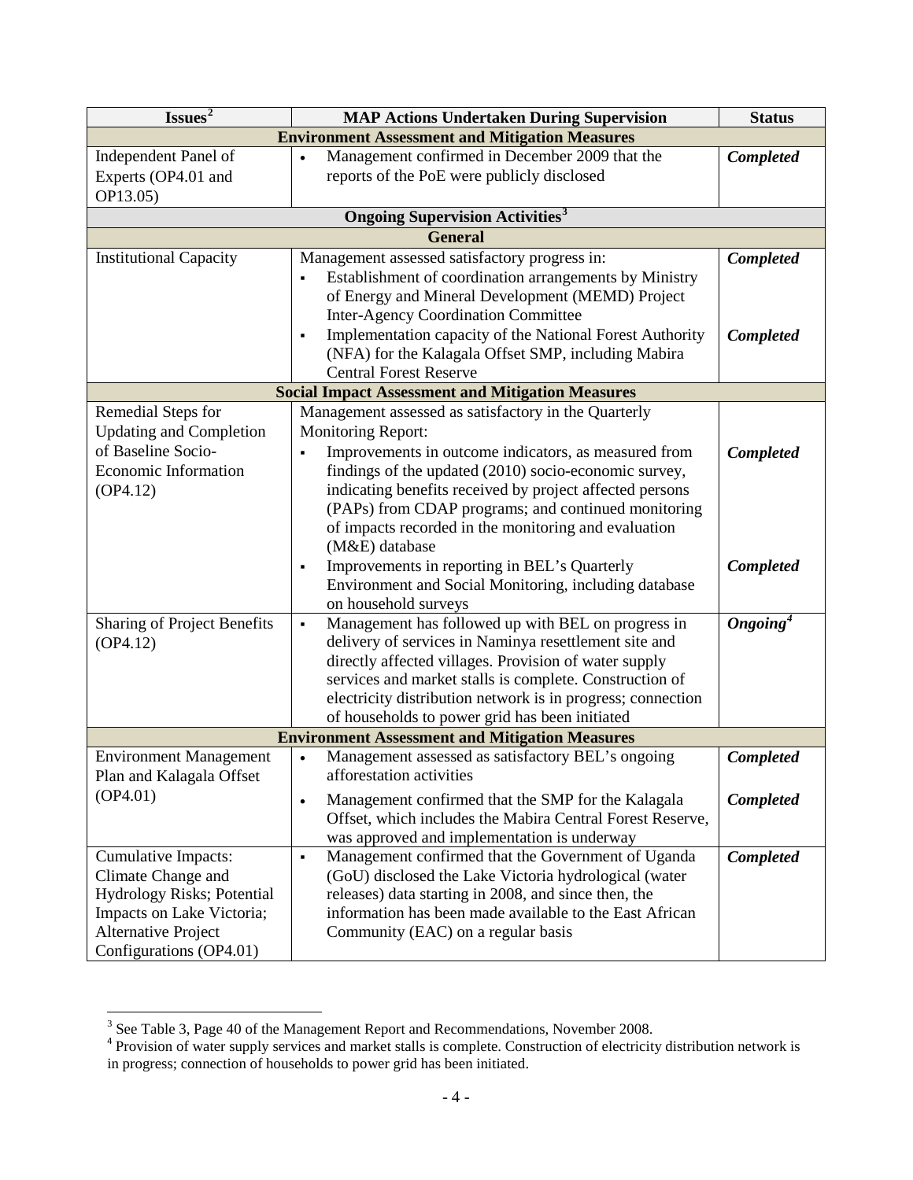| Issues[2] | MAP Actions Undertaken During Supervision | Status |
|---|---|---|
| **Environment Assessment and Mitigation Measures** | | |
| Independent Panel of Experts (OP4.01 and OP13.05) | • Management confirmed in December 2009 that the reports of the PoE were publicly disclosed | ***Completed*** |
| **Ongoing Supervision Activities[3]** | | |
| **General** | | |
| Institutional Capacity | Management assessed satisfactory progress in:<br>▪ Establishment of coordination arrangements by Ministry of Energy and Mineral Development (MEMD) Project Inter-Agency Coordination Committee | ***Completed*** |
| | ▪ Implementation capacity of the National Forest Authority (NFA) for the Kalagala Offset SMP, including Mabira Central Forest Reserve | ***Completed*** |
| **Social Impact Assessment and Mitigation Measures** | | |
| Remedial Steps for Updating and Completion of Baseline Socio-Economic Information (OP4.12) | Management assessed as satisfactory in the Quarterly Monitoring Report:<br>▪ Improvements in outcome indicators, as measured from findings of the updated (2010) socio-economic survey, indicating benefits received by project affected persons (PAPs) from CDAP programs; and continued monitoring of impacts recorded in the monitoring and evaluation (M&E) database | ***Completed*** |
| | ▪ Improvements in reporting in BEL's Quarterly Environment and Social Monitoring, including database on household surveys | ***Completed*** |
| Sharing of Project Benefits (OP4.12) | ▪ Management has followed up with BEL on progress in delivery of services in Naminya resettlement site and directly affected villages. Provision of water supply services and market stalls is complete. Construction of electricity distribution network is in progress; connection of households to power grid has been initiated | ***Ongoing[4]*** |
| **Environment Assessment and Mitigation Measures** | | |
| Environment Management Plan and Kalagala Offset (OP4.01) | • Management assessed as satisfactory BEL's ongoing afforestation activities | ***Completed*** |
| | • Management confirmed that the SMP for the Kalagala Offset, which includes the Mabira Central Forest Reserve, was approved and implementation is underway | ***Completed*** |
| Cumulative Impacts: Climate Change and Hydrology Risks; Potential Impacts on Lake Victoria; Alternative Project Configurations (OP4.01) | ▪ Management confirmed that the Government of Uganda (GoU) disclosed the Lake Victoria hydrological (water releases) data starting in 2008, and since then, the information has been made available to the East African Community (EAC) on a regular basis | ***Completed*** |

[3] See Table 3, Page 40 of the Management Report and Recommendations, November 2008.

[4] Provision of water supply services and market stalls is complete. Construction of electricity distribution network is in progress; connection of households to power grid has been initiated.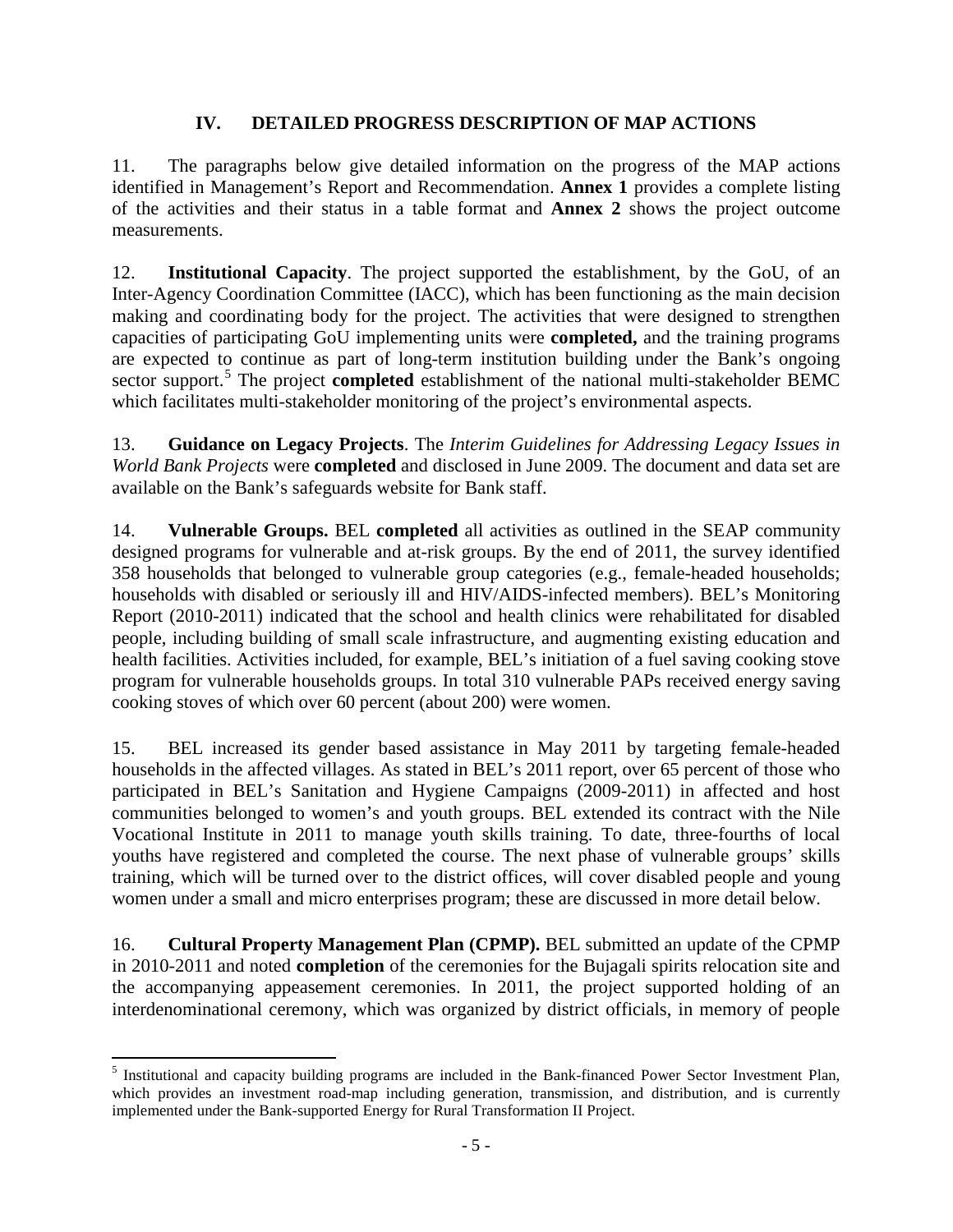## IV. DETAILED PROGRESS DESCRIPTION OF MAP ACTIONS

11. The paragraphs below give detailed information on the progress of the MAP actions identified in Management's Report and Recommendation. **Annex 1** provides a complete listing of the activities and their status in a table format and **Annex 2** shows the project outcome measurements.

12. **Institutional Capacity**. The project supported the establishment, by the GoU, of an Inter-Agency Coordination Committee (IACC), which has been functioning as the main decision making and coordinating body for the project. The activities that were designed to strengthen capacities of participating GoU implementing units were **completed,** and the training programs are expected to continue as part of long-term institution building under the Bank's ongoing sector support.[5] The project **completed** establishment of the national multi-stakeholder BEMC which facilitates multi-stakeholder monitoring of the project's environmental aspects.

13. **Guidance on Legacy Projects**. The *Interim Guidelines for Addressing Legacy Issues in World Bank Projects* were **completed** and disclosed in June 2009. The document and data set are available on the Bank's safeguards website for Bank staff.

14. **Vulnerable Groups.** BEL **completed** all activities as outlined in the SEAP community designed programs for vulnerable and at-risk groups. By the end of 2011, the survey identified 358 households that belonged to vulnerable group categories (e.g., female-headed households; households with disabled or seriously ill and HIV/AIDS-infected members). BEL's Monitoring Report (2010-2011) indicated that the school and health clinics were rehabilitated for disabled people, including building of small scale infrastructure, and augmenting existing education and health facilities. Activities included, for example, BEL's initiation of a fuel saving cooking stove program for vulnerable households groups. In total 310 vulnerable PAPs received energy saving cooking stoves of which over 60 percent (about 200) were women.

15. BEL increased its gender based assistance in May 2011 by targeting female-headed households in the affected villages. As stated in BEL's 2011 report, over 65 percent of those who participated in BEL's Sanitation and Hygiene Campaigns (2009-2011) in affected and host communities belonged to women's and youth groups. BEL extended its contract with the Nile Vocational Institute in 2011 to manage youth skills training. To date, three-fourths of local youths have registered and completed the course. The next phase of vulnerable groups' skills training, which will be turned over to the district offices, will cover disabled people and young women under a small and micro enterprises program; these are discussed in more detail below.

16. **Cultural Property Management Plan (CPMP).** BEL submitted an update of the CPMP in 2010-2011 and noted **completion** of the ceremonies for the Bujagali spirits relocation site and the accompanying appeasement ceremonies. In 2011, the project supported holding of an interdenominational ceremony, which was organized by district officials, in memory of people

---

[5] Institutional and capacity building programs are included in the Bank-financed Power Sector Investment Plan, which provides an investment road-map including generation, transmission, and distribution, and is currently implemented under the Bank-supported Energy for Rural Transformation II Project.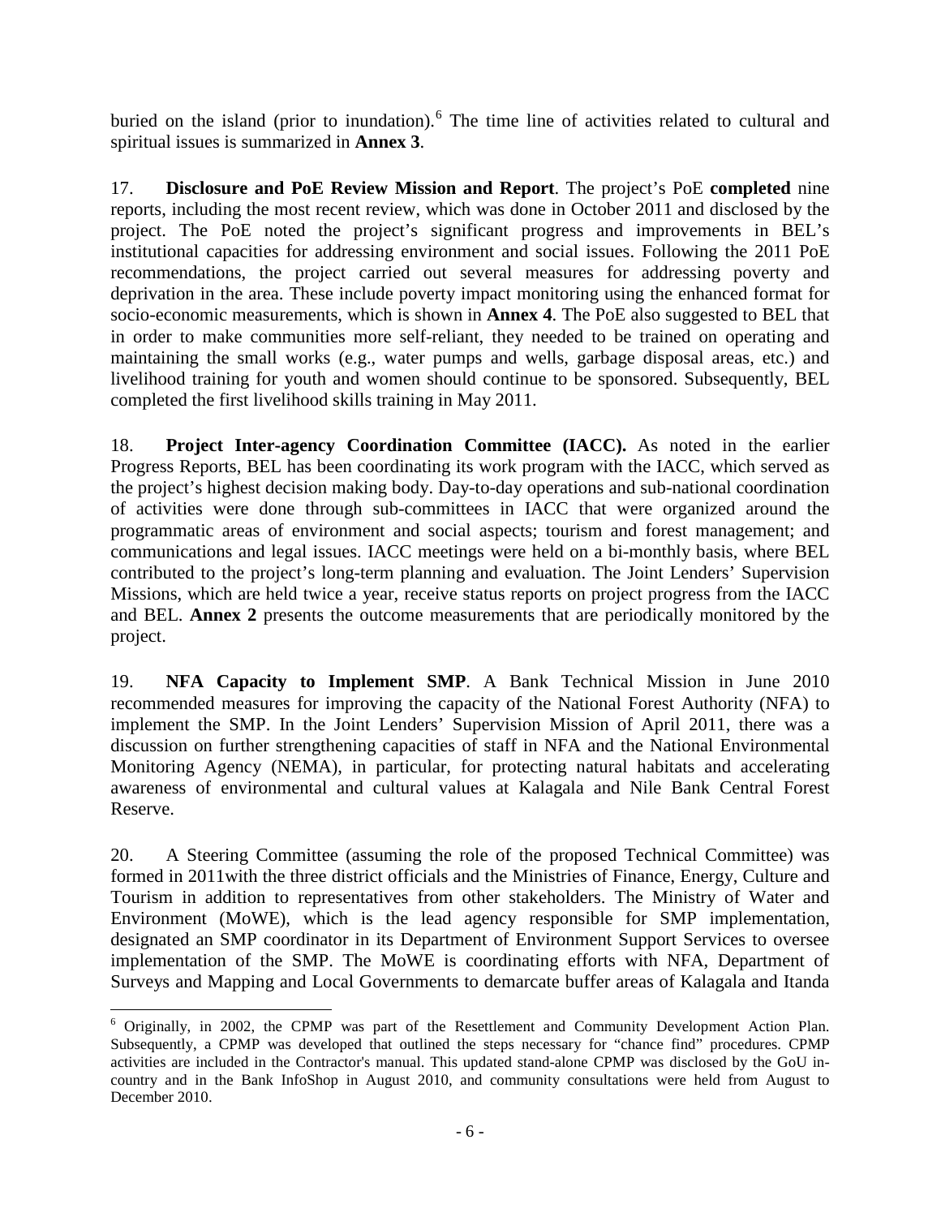buried on the island (prior to inundation).[6] The time line of activities related to cultural and spiritual issues is summarized in **Annex 3**.

17. **Disclosure and PoE Review Mission and Report**. The project's PoE **completed** nine reports, including the most recent review, which was done in October 2011 and disclosed by the project. The PoE noted the project's significant progress and improvements in BEL's institutional capacities for addressing environment and social issues. Following the 2011 PoE recommendations, the project carried out several measures for addressing poverty and deprivation in the area. These include poverty impact monitoring using the enhanced format for socio-economic measurements, which is shown in **Annex 4**. The PoE also suggested to BEL that in order to make communities more self-reliant, they needed to be trained on operating and maintaining the small works (e.g., water pumps and wells, garbage disposal areas, etc.) and livelihood training for youth and women should continue to be sponsored. Subsequently, BEL completed the first livelihood skills training in May 2011.

18. **Project Inter-agency Coordination Committee (IACC).** As noted in the earlier Progress Reports, BEL has been coordinating its work program with the IACC, which served as the project's highest decision making body. Day-to-day operations and sub-national coordination of activities were done through sub-committees in IACC that were organized around the programmatic areas of environment and social aspects; tourism and forest management; and communications and legal issues. IACC meetings were held on a bi-monthly basis, where BEL contributed to the project's long-term planning and evaluation. The Joint Lenders' Supervision Missions, which are held twice a year, receive status reports on project progress from the IACC and BEL. **Annex 2** presents the outcome measurements that are periodically monitored by the project.

19. **NFA Capacity to Implement SMP**. A Bank Technical Mission in June 2010 recommended measures for improving the capacity of the National Forest Authority (NFA) to implement the SMP. In the Joint Lenders' Supervision Mission of April 2011, there was a discussion on further strengthening capacities of staff in NFA and the National Environmental Monitoring Agency (NEMA), in particular, for protecting natural habitats and accelerating awareness of environmental and cultural values at Kalagala and Nile Bank Central Forest Reserve.

20. A Steering Committee (assuming the role of the proposed Technical Committee) was formed in 2011with the three district officials and the Ministries of Finance, Energy, Culture and Tourism in addition to representatives from other stakeholders. The Ministry of Water and Environment (MoWE), which is the lead agency responsible for SMP implementation, designated an SMP coordinator in its Department of Environment Support Services to oversee implementation of the SMP. The MoWE is coordinating efforts with NFA, Department of Surveys and Mapping and Local Governments to demarcate buffer areas of Kalagala and Itanda

[6] Originally, in 2002, the CPMP was part of the Resettlement and Community Development Action Plan. Subsequently, a CPMP was developed that outlined the steps necessary for "chance find" procedures. CPMP activities are included in the Contractor's manual. This updated stand-alone CPMP was disclosed by the GoU in-country and in the Bank InfoShop in August 2010, and community consultations were held from August to December 2010.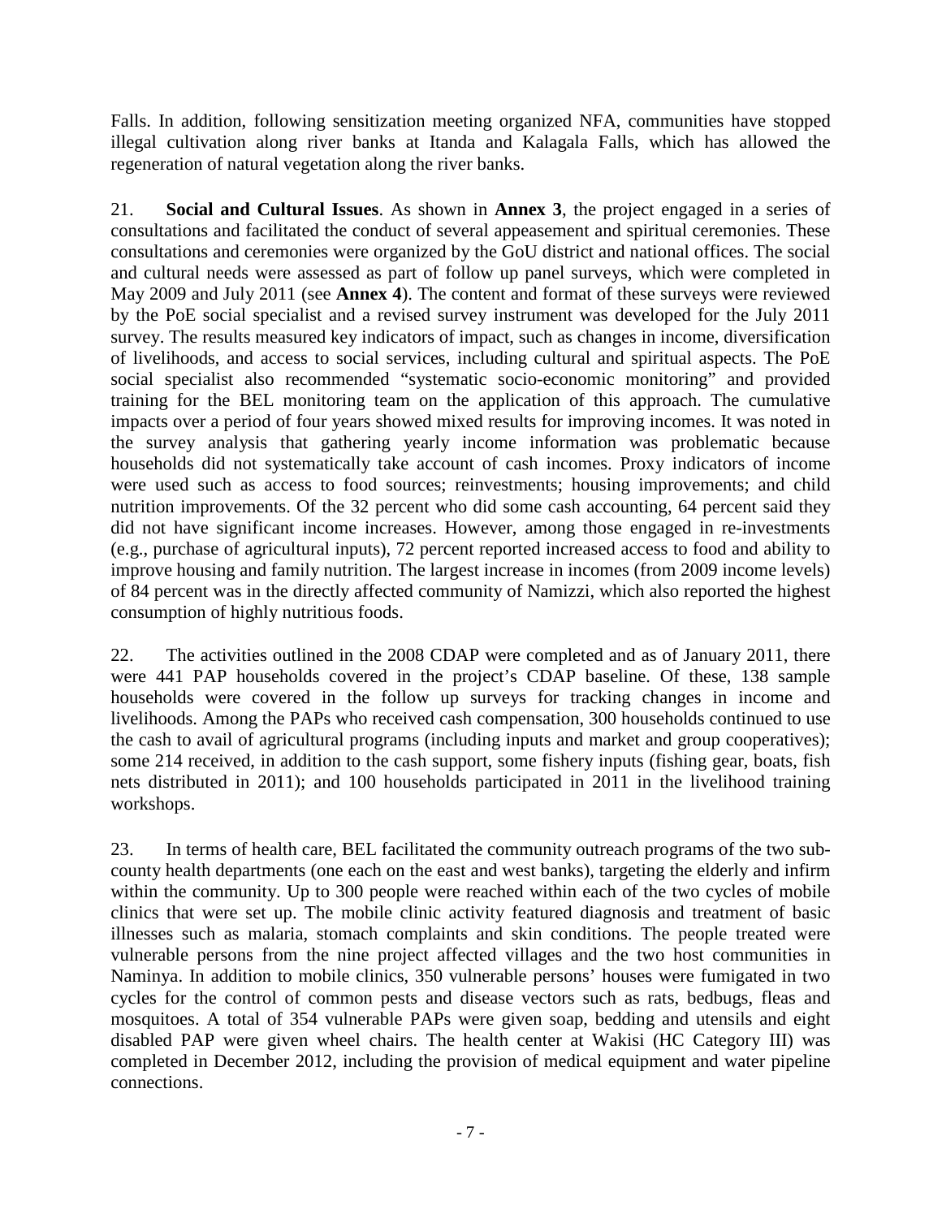Falls. In addition, following sensitization meeting organized NFA, communities have stopped illegal cultivation along river banks at Itanda and Kalagala Falls, which has allowed the regeneration of natural vegetation along the river banks.

21. **Social and Cultural Issues**. As shown in **Annex 3**, the project engaged in a series of consultations and facilitated the conduct of several appeasement and spiritual ceremonies. These consultations and ceremonies were organized by the GoU district and national offices. The social and cultural needs were assessed as part of follow up panel surveys, which were completed in May 2009 and July 2011 (see **Annex 4**). The content and format of these surveys were reviewed by the PoE social specialist and a revised survey instrument was developed for the July 2011 survey. The results measured key indicators of impact, such as changes in income, diversification of livelihoods, and access to social services, including cultural and spiritual aspects. The PoE social specialist also recommended "systematic socio-economic monitoring" and provided training for the BEL monitoring team on the application of this approach. The cumulative impacts over a period of four years showed mixed results for improving incomes. It was noted in the survey analysis that gathering yearly income information was problematic because households did not systematically take account of cash incomes. Proxy indicators of income were used such as access to food sources; reinvestments; housing improvements; and child nutrition improvements. Of the 32 percent who did some cash accounting, 64 percent said they did not have significant income increases. However, among those engaged in re-investments (e.g., purchase of agricultural inputs), 72 percent reported increased access to food and ability to improve housing and family nutrition. The largest increase in incomes (from 2009 income levels) of 84 percent was in the directly affected community of Namizzi, which also reported the highest consumption of highly nutritious foods.

22. The activities outlined in the 2008 CDAP were completed and as of January 2011, there were 441 PAP households covered in the project's CDAP baseline. Of these, 138 sample households were covered in the follow up surveys for tracking changes in income and livelihoods. Among the PAPs who received cash compensation, 300 households continued to use the cash to avail of agricultural programs (including inputs and market and group cooperatives); some 214 received, in addition to the cash support, some fishery inputs (fishing gear, boats, fish nets distributed in 2011); and 100 households participated in 2011 in the livelihood training workshops.

23. In terms of health care, BEL facilitated the community outreach programs of the two sub-county health departments (one each on the east and west banks), targeting the elderly and infirm within the community. Up to 300 people were reached within each of the two cycles of mobile clinics that were set up. The mobile clinic activity featured diagnosis and treatment of basic illnesses such as malaria, stomach complaints and skin conditions. The people treated were vulnerable persons from the nine project affected villages and the two host communities in Naminya. In addition to mobile clinics, 350 vulnerable persons' houses were fumigated in two cycles for the control of common pests and disease vectors such as rats, bedbugs, fleas and mosquitoes. A total of 354 vulnerable PAPs were given soap, bedding and utensils and eight disabled PAP were given wheel chairs. The health center at Wakisi (HC Category III) was completed in December 2012, including the provision of medical equipment and water pipeline connections.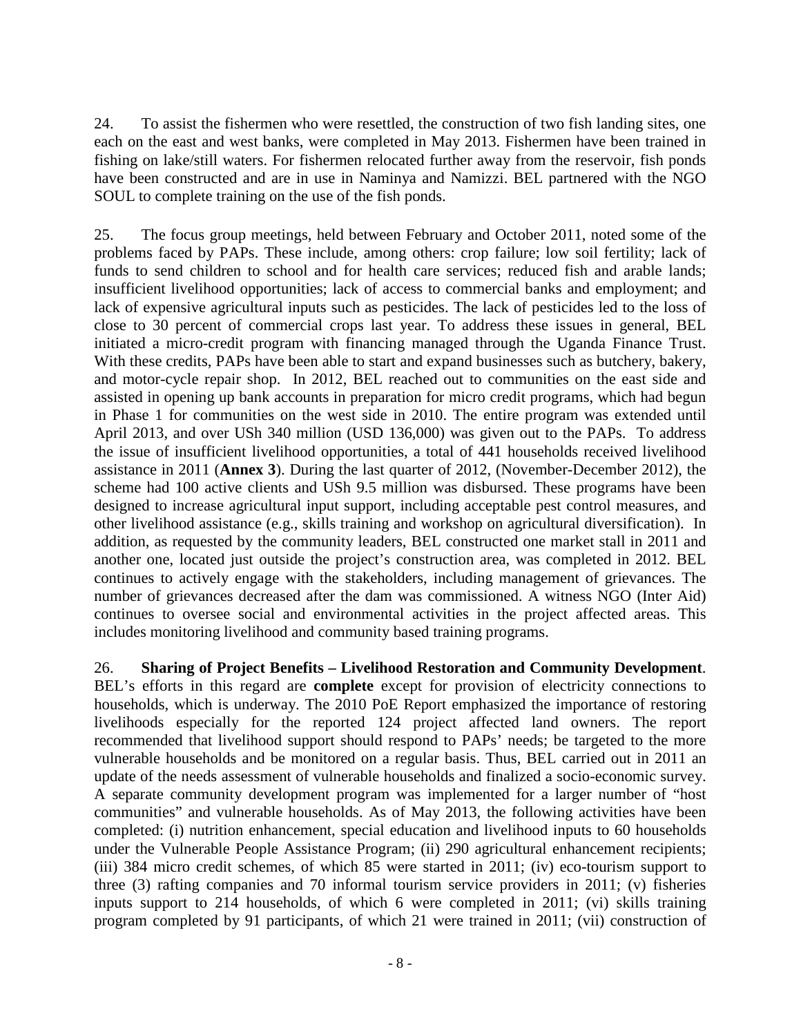24. To assist the fishermen who were resettled, the construction of two fish landing sites, one each on the east and west banks, were completed in May 2013. Fishermen have been trained in fishing on lake/still waters. For fishermen relocated further away from the reservoir, fish ponds have been constructed and are in use in Naminya and Namizzi. BEL partnered with the NGO SOUL to complete training on the use of the fish ponds.

25. The focus group meetings, held between February and October 2011, noted some of the problems faced by PAPs. These include, among others: crop failure; low soil fertility; lack of funds to send children to school and for health care services; reduced fish and arable lands; insufficient livelihood opportunities; lack of access to commercial banks and employment; and lack of expensive agricultural inputs such as pesticides. The lack of pesticides led to the loss of close to 30 percent of commercial crops last year. To address these issues in general, BEL initiated a micro-credit program with financing managed through the Uganda Finance Trust. With these credits, PAPs have been able to start and expand businesses such as butchery, bakery, and motor-cycle repair shop. In 2012, BEL reached out to communities on the east side and assisted in opening up bank accounts in preparation for micro credit programs, which had begun in Phase 1 for communities on the west side in 2010. The entire program was extended until April 2013, and over USh 340 million (USD 136,000) was given out to the PAPs. To address the issue of insufficient livelihood opportunities, a total of 441 households received livelihood assistance in 2011 (**Annex 3**). During the last quarter of 2012, (November-December 2012), the scheme had 100 active clients and USh 9.5 million was disbursed. These programs have been designed to increase agricultural input support, including acceptable pest control measures, and other livelihood assistance (e.g., skills training and workshop on agricultural diversification). In addition, as requested by the community leaders, BEL constructed one market stall in 2011 and another one, located just outside the project's construction area, was completed in 2012. BEL continues to actively engage with the stakeholders, including management of grievances. The number of grievances decreased after the dam was commissioned. A witness NGO (Inter Aid) continues to oversee social and environmental activities in the project affected areas. This includes monitoring livelihood and community based training programs.

26. **Sharing of Project Benefits – Livelihood Restoration and Community Development**. BEL's efforts in this regard are **complete** except for provision of electricity connections to households, which is underway. The 2010 PoE Report emphasized the importance of restoring livelihoods especially for the reported 124 project affected land owners. The report recommended that livelihood support should respond to PAPs' needs; be targeted to the more vulnerable households and be monitored on a regular basis. Thus, BEL carried out in 2011 an update of the needs assessment of vulnerable households and finalized a socio-economic survey. A separate community development program was implemented for a larger number of "host communities" and vulnerable households. As of May 2013, the following activities have been completed: (i) nutrition enhancement, special education and livelihood inputs to 60 households under the Vulnerable People Assistance Program; (ii) 290 agricultural enhancement recipients; (iii) 384 micro credit schemes, of which 85 were started in 2011; (iv) eco-tourism support to three (3) rafting companies and 70 informal tourism service providers in 2011; (v) fisheries inputs support to 214 households, of which 6 were completed in 2011; (vi) skills training program completed by 91 participants, of which 21 were trained in 2011; (vii) construction of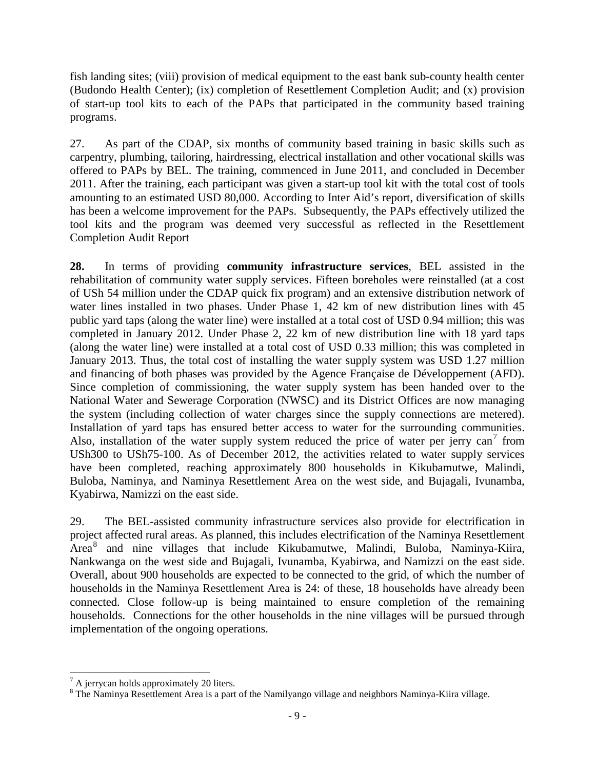fish landing sites; (viii) provision of medical equipment to the east bank sub-county health center (Budondo Health Center); (ix) completion of Resettlement Completion Audit; and (x) provision of start-up tool kits to each of the PAPs that participated in the community based training programs.

27. As part of the CDAP, six months of community based training in basic skills such as carpentry, plumbing, tailoring, hairdressing, electrical installation and other vocational skills was offered to PAPs by BEL. The training, commenced in June 2011, and concluded in December 2011. After the training, each participant was given a start-up tool kit with the total cost of tools amounting to an estimated USD 80,000. According to Inter Aid's report, diversification of skills has been a welcome improvement for the PAPs. Subsequently, the PAPs effectively utilized the tool kits and the program was deemed very successful as reflected in the Resettlement Completion Audit Report

**28.** In terms of providing **community infrastructure services**, BEL assisted in the rehabilitation of community water supply services. Fifteen boreholes were reinstalled (at a cost of USh 54 million under the CDAP quick fix program) and an extensive distribution network of water lines installed in two phases. Under Phase 1, 42 km of new distribution lines with 45 public yard taps (along the water line) were installed at a total cost of USD 0.94 million; this was completed in January 2012. Under Phase 2, 22 km of new distribution line with 18 yard taps (along the water line) were installed at a total cost of USD 0.33 million; this was completed in January 2013. Thus, the total cost of installing the water supply system was USD 1.27 million and financing of both phases was provided by the Agence Française de Développement (AFD). Since completion of commissioning, the water supply system has been handed over to the National Water and Sewerage Corporation (NWSC) and its District Offices are now managing the system (including collection of water charges since the supply connections are metered). Installation of yard taps has ensured better access to water for the surrounding communities. Also, installation of the water supply system reduced the price of water per jerry can[7] from USh300 to USh75-100. As of December 2012, the activities related to water supply services have been completed, reaching approximately 800 households in Kikubamutwe, Malindi, Buloba, Naminya, and Naminya Resettlement Area on the west side, and Bujagali, Ivunamba, Kyabirwa, Namizzi on the east side.

29. The BEL-assisted community infrastructure services also provide for electrification in project affected rural areas. As planned, this includes electrification of the Naminya Resettlement Area[8] and nine villages that include Kikubamutwe, Malindi, Buloba, Naminya-Kiira, Nankwanga on the west side and Bujagali, Ivunamba, Kyabirwa, and Namizzi on the east side. Overall, about 900 households are expected to be connected to the grid, of which the number of households in the Naminya Resettlement Area is 24: of these, 18 households have already been connected. Close follow-up is being maintained to ensure completion of the remaining households. Connections for the other households in the nine villages will be pursued through implementation of the ongoing operations.

---

[7] A jerrycan holds approximately 20 liters.

[8] The Naminya Resettlement Area is a part of the Namilyango village and neighbors Naminya-Kiira village.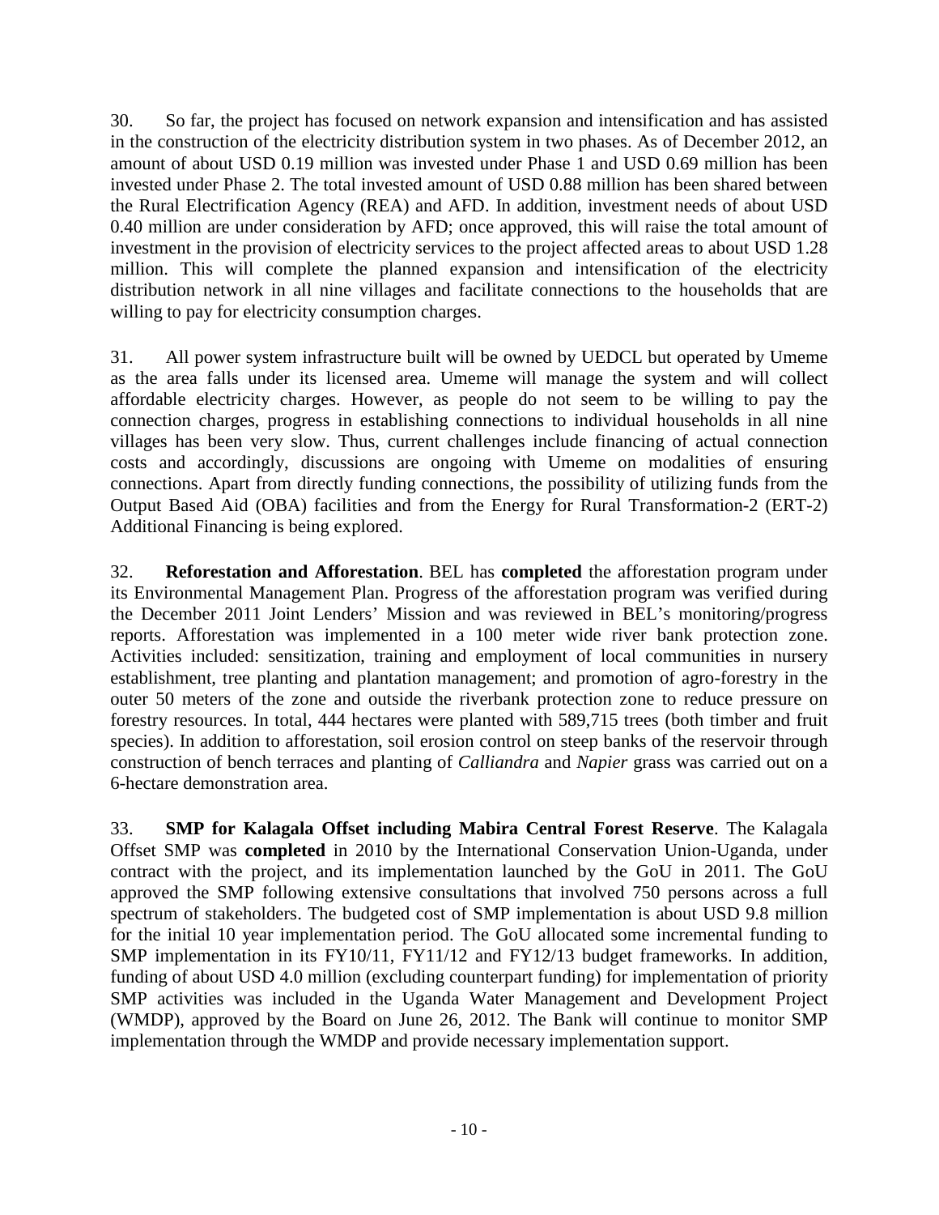30. So far, the project has focused on network expansion and intensification and has assisted in the construction of the electricity distribution system in two phases. As of December 2012, an amount of about USD 0.19 million was invested under Phase 1 and USD 0.69 million has been invested under Phase 2. The total invested amount of USD 0.88 million has been shared between the Rural Electrification Agency (REA) and AFD. In addition, investment needs of about USD 0.40 million are under consideration by AFD; once approved, this will raise the total amount of investment in the provision of electricity services to the project affected areas to about USD 1.28 million. This will complete the planned expansion and intensification of the electricity distribution network in all nine villages and facilitate connections to the households that are willing to pay for electricity consumption charges.

31. All power system infrastructure built will be owned by UEDCL but operated by Umeme as the area falls under its licensed area. Umeme will manage the system and will collect affordable electricity charges. However, as people do not seem to be willing to pay the connection charges, progress in establishing connections to individual households in all nine villages has been very slow. Thus, current challenges include financing of actual connection costs and accordingly, discussions are ongoing with Umeme on modalities of ensuring connections. Apart from directly funding connections, the possibility of utilizing funds from the Output Based Aid (OBA) facilities and from the Energy for Rural Transformation-2 (ERT-2) Additional Financing is being explored.

32. **Reforestation and Afforestation**. BEL has **completed** the afforestation program under its Environmental Management Plan. Progress of the afforestation program was verified during the December 2011 Joint Lenders' Mission and was reviewed in BEL's monitoring/progress reports. Afforestation was implemented in a 100 meter wide river bank protection zone. Activities included: sensitization, training and employment of local communities in nursery establishment, tree planting and plantation management; and promotion of agro-forestry in the outer 50 meters of the zone and outside the riverbank protection zone to reduce pressure on forestry resources. In total, 444 hectares were planted with 589,715 trees (both timber and fruit species). In addition to afforestation, soil erosion control on steep banks of the reservoir through construction of bench terraces and planting of *Calliandra* and *Napier* grass was carried out on a 6-hectare demonstration area.

33. **SMP for Kalagala Offset including Mabira Central Forest Reserve**. The Kalagala Offset SMP was **completed** in 2010 by the International Conservation Union-Uganda, under contract with the project, and its implementation launched by the GoU in 2011. The GoU approved the SMP following extensive consultations that involved 750 persons across a full spectrum of stakeholders. The budgeted cost of SMP implementation is about USD 9.8 million for the initial 10 year implementation period. The GoU allocated some incremental funding to SMP implementation in its FY10/11, FY11/12 and FY12/13 budget frameworks. In addition, funding of about USD 4.0 million (excluding counterpart funding) for implementation of priority SMP activities was included in the Uganda Water Management and Development Project (WMDP), approved by the Board on June 26, 2012. The Bank will continue to monitor SMP implementation through the WMDP and provide necessary implementation support.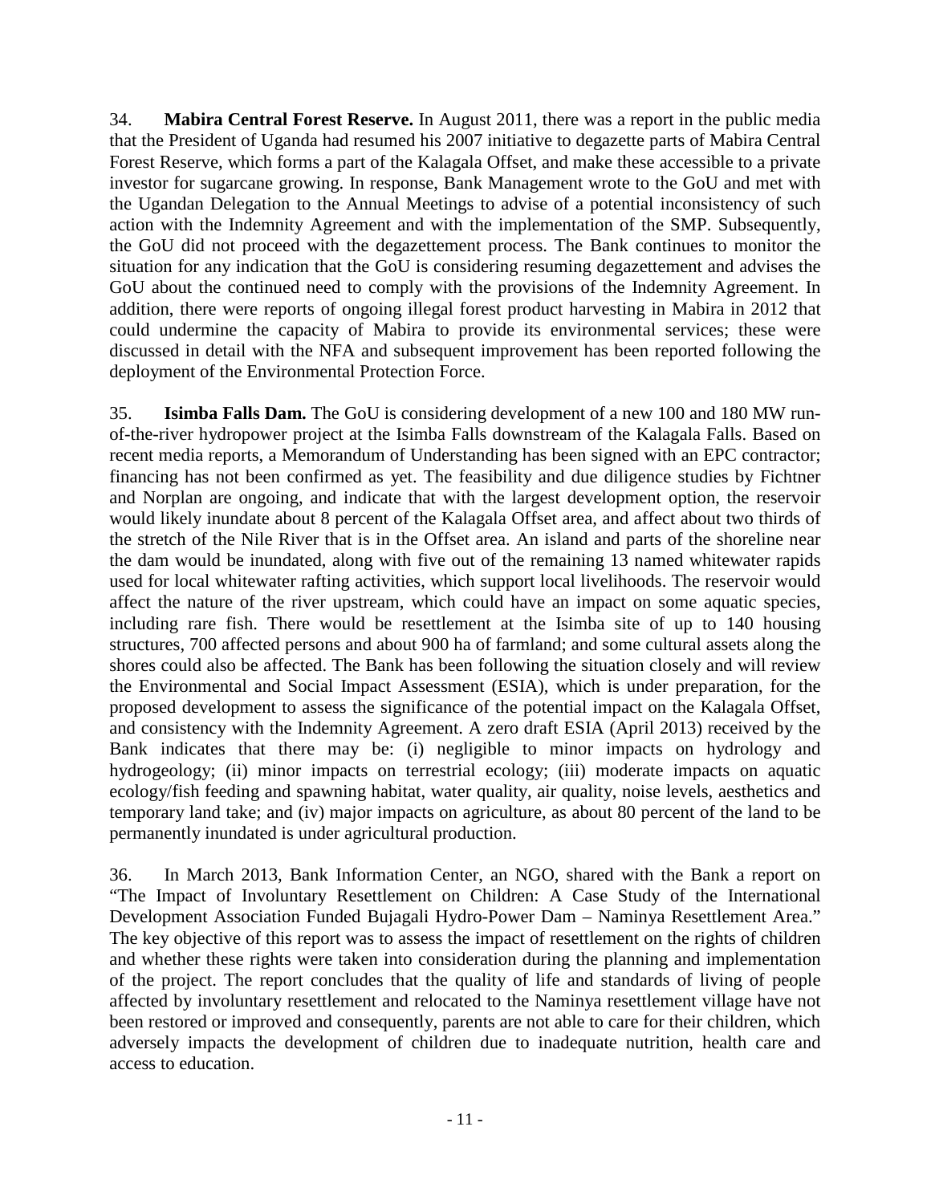34. **Mabira Central Forest Reserve.** In August 2011, there was a report in the public media that the President of Uganda had resumed his 2007 initiative to degazette parts of Mabira Central Forest Reserve, which forms a part of the Kalagala Offset, and make these accessible to a private investor for sugarcane growing. In response, Bank Management wrote to the GoU and met with the Ugandan Delegation to the Annual Meetings to advise of a potential inconsistency of such action with the Indemnity Agreement and with the implementation of the SMP. Subsequently, the GoU did not proceed with the degazettement process. The Bank continues to monitor the situation for any indication that the GoU is considering resuming degazettement and advises the GoU about the continued need to comply with the provisions of the Indemnity Agreement. In addition, there were reports of ongoing illegal forest product harvesting in Mabira in 2012 that could undermine the capacity of Mabira to provide its environmental services; these were discussed in detail with the NFA and subsequent improvement has been reported following the deployment of the Environmental Protection Force.

35. **Isimba Falls Dam.** The GoU is considering development of a new 100 and 180 MW run-of-the-river hydropower project at the Isimba Falls downstream of the Kalagala Falls. Based on recent media reports, a Memorandum of Understanding has been signed with an EPC contractor; financing has not been confirmed as yet. The feasibility and due diligence studies by Fichtner and Norplan are ongoing, and indicate that with the largest development option, the reservoir would likely inundate about 8 percent of the Kalagala Offset area, and affect about two thirds of the stretch of the Nile River that is in the Offset area. An island and parts of the shoreline near the dam would be inundated, along with five out of the remaining 13 named whitewater rapids used for local whitewater rafting activities, which support local livelihoods. The reservoir would affect the nature of the river upstream, which could have an impact on some aquatic species, including rare fish. There would be resettlement at the Isimba site of up to 140 housing structures, 700 affected persons and about 900 ha of farmland; and some cultural assets along the shores could also be affected. The Bank has been following the situation closely and will review the Environmental and Social Impact Assessment (ESIA), which is under preparation, for the proposed development to assess the significance of the potential impact on the Kalagala Offset, and consistency with the Indemnity Agreement. A zero draft ESIA (April 2013) received by the Bank indicates that there may be: (i) negligible to minor impacts on hydrology and hydrogeology; (ii) minor impacts on terrestrial ecology; (iii) moderate impacts on aquatic ecology/fish feeding and spawning habitat, water quality, air quality, noise levels, aesthetics and temporary land take; and (iv) major impacts on agriculture, as about 80 percent of the land to be permanently inundated is under agricultural production.

36. In March 2013, Bank Information Center, an NGO, shared with the Bank a report on "The Impact of Involuntary Resettlement on Children: A Case Study of the International Development Association Funded Bujagali Hydro-Power Dam – Naminya Resettlement Area." The key objective of this report was to assess the impact of resettlement on the rights of children and whether these rights were taken into consideration during the planning and implementation of the project. The report concludes that the quality of life and standards of living of people affected by involuntary resettlement and relocated to the Naminya resettlement village have not been restored or improved and consequently, parents are not able to care for their children, which adversely impacts the development of children due to inadequate nutrition, health care and access to education.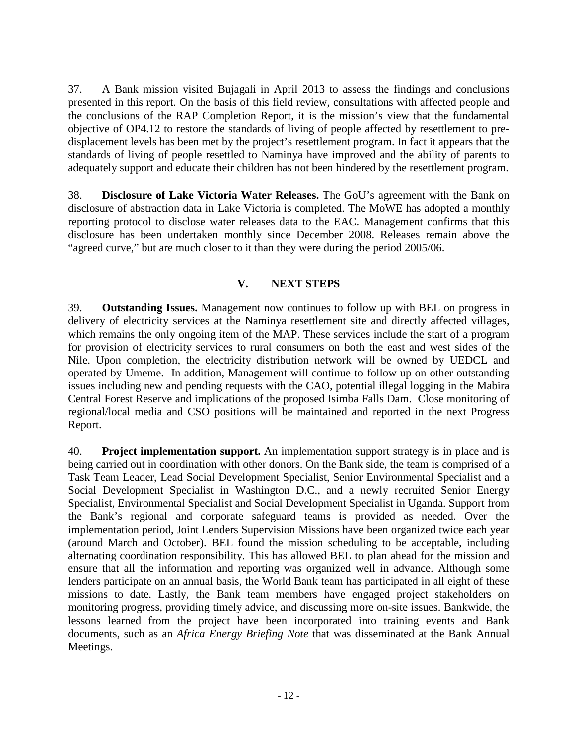37. A Bank mission visited Bujagali in April 2013 to assess the findings and conclusions presented in this report. On the basis of this field review, consultations with affected people and the conclusions of the RAP Completion Report, it is the mission's view that the fundamental objective of OP4.12 to restore the standards of living of people affected by resettlement to pre-displacement levels has been met by the project's resettlement program. In fact it appears that the standards of living of people resettled to Naminya have improved and the ability of parents to adequately support and educate their children has not been hindered by the resettlement program.

38. **Disclosure of Lake Victoria Water Releases.** The GoU's agreement with the Bank on disclosure of abstraction data in Lake Victoria is completed. The MoWE has adopted a monthly reporting protocol to disclose water releases data to the EAC. Management confirms that this disclosure has been undertaken monthly since December 2008. Releases remain above the "agreed curve," but are much closer to it than they were during the period 2005/06.

## V. NEXT STEPS

39. **Outstanding Issues.** Management now continues to follow up with BEL on progress in delivery of electricity services at the Naminya resettlement site and directly affected villages, which remains the only ongoing item of the MAP. These services include the start of a program for provision of electricity services to rural consumers on both the east and west sides of the Nile. Upon completion, the electricity distribution network will be owned by UEDCL and operated by Umeme. In addition, Management will continue to follow up on other outstanding issues including new and pending requests with the CAO, potential illegal logging in the Mabira Central Forest Reserve and implications of the proposed Isimba Falls Dam. Close monitoring of regional/local media and CSO positions will be maintained and reported in the next Progress Report.

40. **Project implementation support.** An implementation support strategy is in place and is being carried out in coordination with other donors. On the Bank side, the team is comprised of a Task Team Leader, Lead Social Development Specialist, Senior Environmental Specialist and a Social Development Specialist in Washington D.C., and a newly recruited Senior Energy Specialist, Environmental Specialist and Social Development Specialist in Uganda. Support from the Bank's regional and corporate safeguard teams is provided as needed. Over the implementation period, Joint Lenders Supervision Missions have been organized twice each year (around March and October). BEL found the mission scheduling to be acceptable, including alternating coordination responsibility. This has allowed BEL to plan ahead for the mission and ensure that all the information and reporting was organized well in advance. Although some lenders participate on an annual basis, the World Bank team has participated in all eight of these missions to date. Lastly, the Bank team members have engaged project stakeholders on monitoring progress, providing timely advice, and discussing more on-site issues. Bankwide, the lessons learned from the project have been incorporated into training events and Bank documents, such as an *Africa Energy Briefing Note* that was disseminated at the Bank Annual Meetings.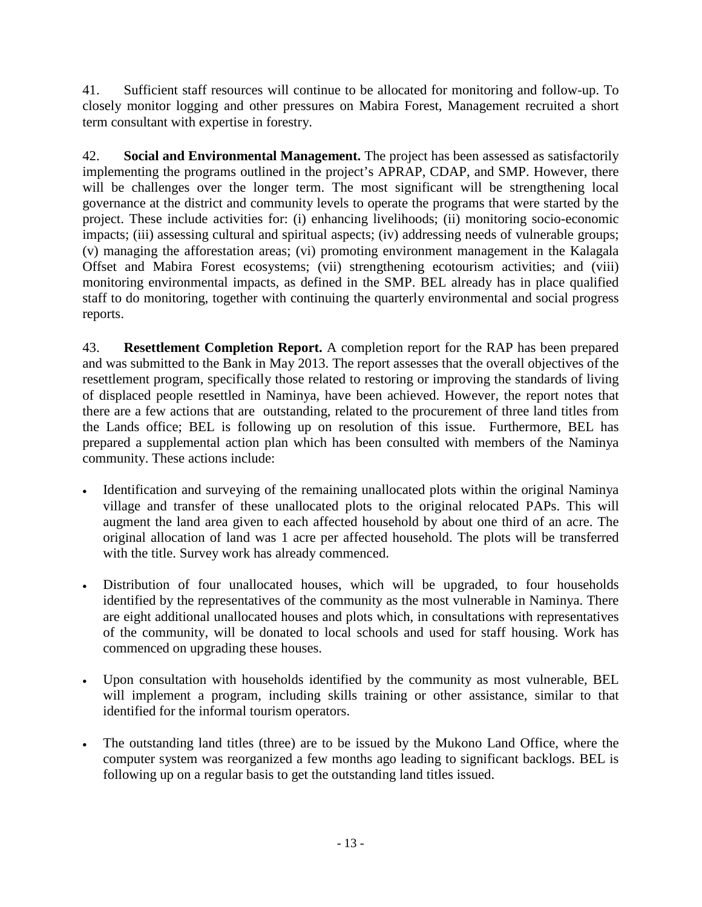41. Sufficient staff resources will continue to be allocated for monitoring and follow-up. To closely monitor logging and other pressures on Mabira Forest, Management recruited a short term consultant with expertise in forestry.

42. **Social and Environmental Management.** The project has been assessed as satisfactorily implementing the programs outlined in the project's APRAP, CDAP, and SMP. However, there will be challenges over the longer term. The most significant will be strengthening local governance at the district and community levels to operate the programs that were started by the project. These include activities for: (i) enhancing livelihoods; (ii) monitoring socio-economic impacts; (iii) assessing cultural and spiritual aspects; (iv) addressing needs of vulnerable groups; (v) managing the afforestation areas; (vi) promoting environment management in the Kalagala Offset and Mabira Forest ecosystems; (vii) strengthening ecotourism activities; and (viii) monitoring environmental impacts, as defined in the SMP. BEL already has in place qualified staff to do monitoring, together with continuing the quarterly environmental and social progress reports.

43. **Resettlement Completion Report.** A completion report for the RAP has been prepared and was submitted to the Bank in May 2013. The report assesses that the overall objectives of the resettlement program, specifically those related to restoring or improving the standards of living of displaced people resettled in Naminya, have been achieved. However, the report notes that there are a few actions that are outstanding, related to the procurement of three land titles from the Lands office; BEL is following up on resolution of this issue. Furthermore, BEL has prepared a supplemental action plan which has been consulted with members of the Naminya community. These actions include:

- Identification and surveying of the remaining unallocated plots within the original Naminya village and transfer of these unallocated plots to the original relocated PAPs. This will augment the land area given to each affected household by about one third of an acre. The original allocation of land was 1 acre per affected household. The plots will be transferred with the title. Survey work has already commenced.

- Distribution of four unallocated houses, which will be upgraded, to four households identified by the representatives of the community as the most vulnerable in Naminya. There are eight additional unallocated houses and plots which, in consultations with representatives of the community, will be donated to local schools and used for staff housing. Work has commenced on upgrading these houses.

- Upon consultation with households identified by the community as most vulnerable, BEL will implement a program, including skills training or other assistance, similar to that identified for the informal tourism operators.

- The outstanding land titles (three) are to be issued by the Mukono Land Office, where the computer system was reorganized a few months ago leading to significant backlogs. BEL is following up on a regular basis to get the outstanding land titles issued.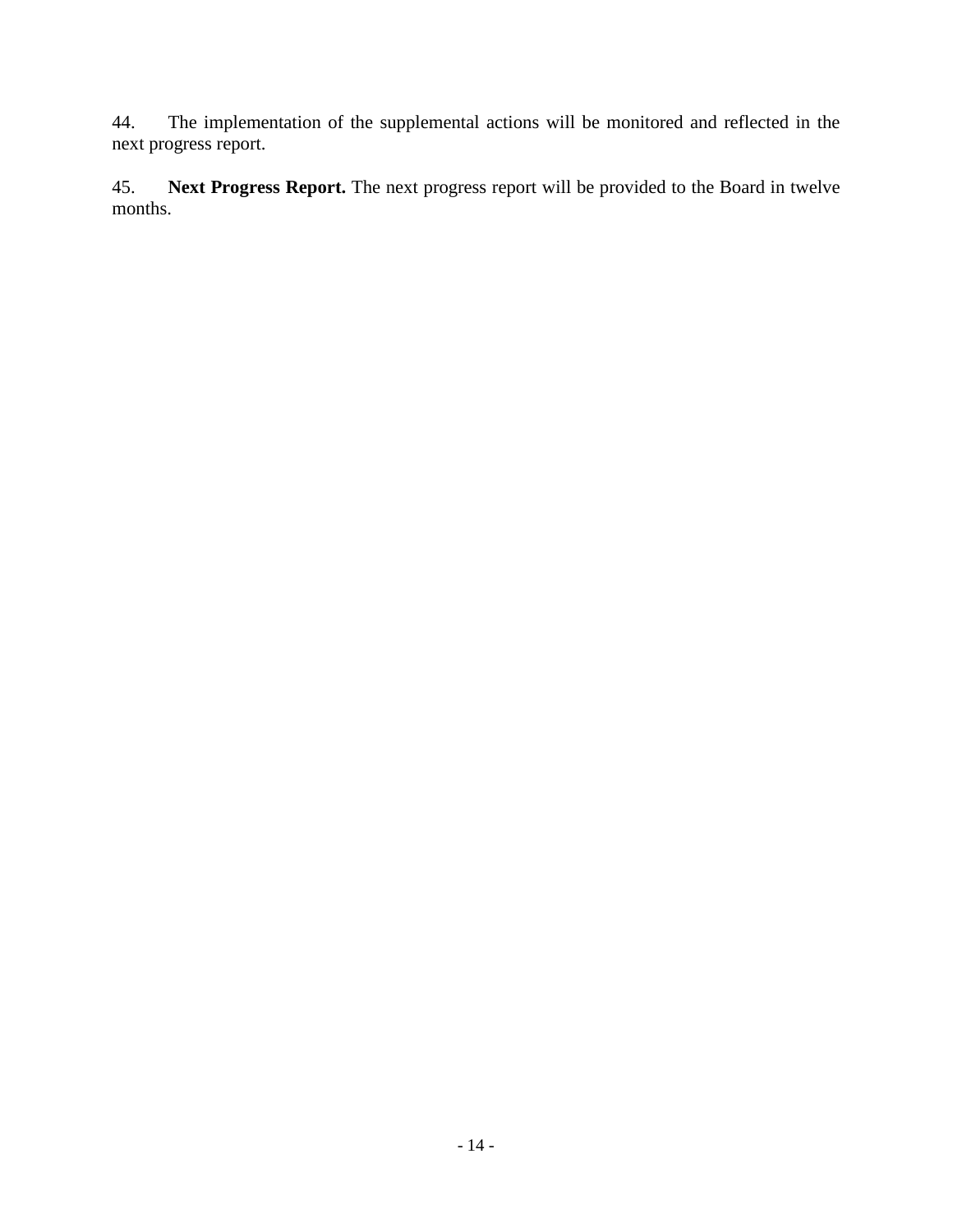44. The implementation of the supplemental actions will be monitored and reflected in the next progress report.

45. **Next Progress Report.** The next progress report will be provided to the Board in twelve months.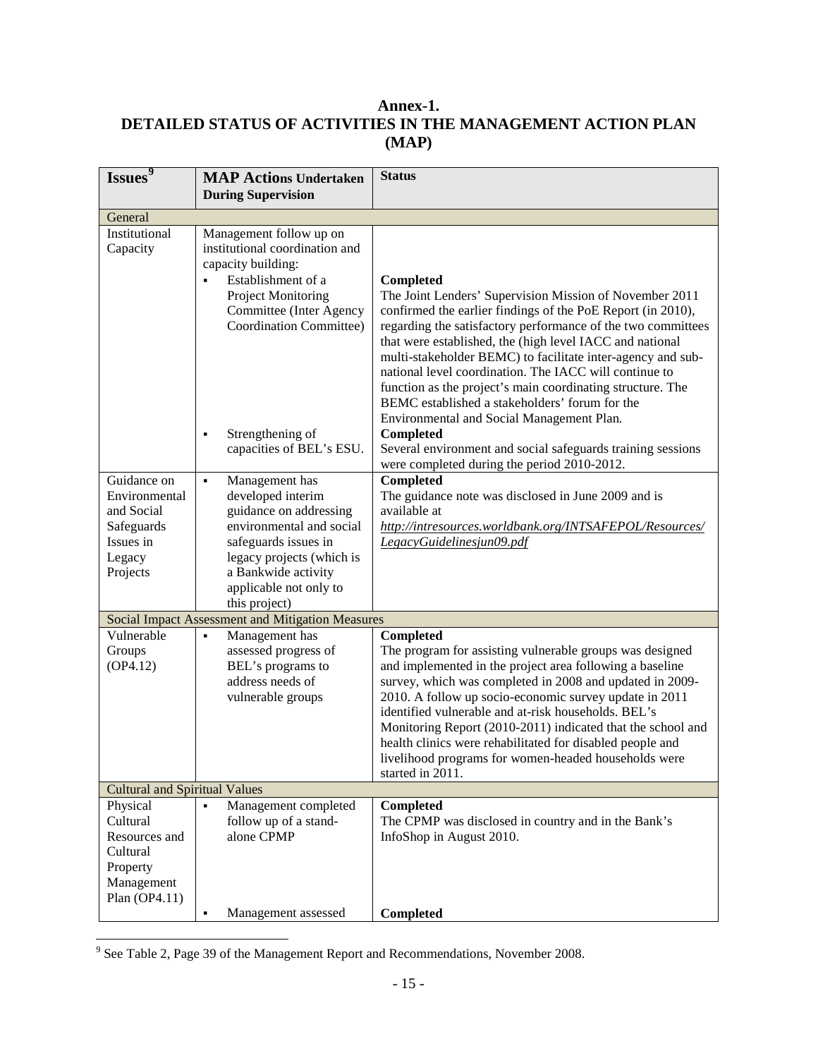# Annex-1.
## DETAILED STATUS OF ACTIVITIES IN THE MANAGEMENT ACTION PLAN (MAP)

| Issues[9] | MAP Actions Undertaken During Supervision | Status |
|---|---|---|
| General | | |
| Institutional Capacity | Management follow up on institutional coordination and capacity building:<br>▪ Establishment of a Project Monitoring Committee (Inter Agency Coordination Committee) | **Completed**<br>The Joint Lenders' Supervision Mission of November 2011 confirmed the earlier findings of the PoE Report (in 2010), regarding the satisfactory performance of the two committees that were established, the (high level IACC and national multi-stakeholder BEMC) to facilitate inter-agency and sub-national level coordination. The IACC will continue to function as the project's main coordinating structure. The BEMC established a stakeholders' forum for the Environmental and Social Management Plan. |
| | ▪ Strengthening of capacities of BEL's ESU. | **Completed**<br>Several environment and social safeguards training sessions were completed during the period 2010-2012. |
| Guidance on Environmental and Social Safeguards Issues in Legacy Projects | ▪ Management has developed interim guidance on addressing environmental and social safeguards issues in legacy projects (which is a Bankwide activity applicable not only to this project) | **Completed**<br>The guidance note was disclosed in June 2009 and is available at *http://intresources.worldbank.org/INTSAFEPOL/Resources/LegacyGuidelinesjun09.pdf* |
| Social Impact Assessment and Mitigation Measures | | |
| Vulnerable Groups (OP4.12) | ▪ Management has assessed progress of BEL's programs to address needs of vulnerable groups | **Completed**<br>The program for assisting vulnerable groups was designed and implemented in the project area following a baseline survey, which was completed in 2008 and updated in 2009-2010. A follow up socio-economic survey update in 2011 identified vulnerable and at-risk households. BEL's Monitoring Report (2010-2011) indicated that the school and health clinics were rehabilitated for disabled people and livelihood programs for women-headed households were started in 2011. |
| Cultural and Spiritual Values | | |
| Physical Cultural Resources and Cultural Property Management Plan (OP4.11) | ▪ Management completed follow up of a stand-alone CPMP | **Completed**<br>The CPMP was disclosed in country and in the Bank's InfoShop in August 2010. |
| | ▪ Management assessed | **Completed** |

[9] See Table 2, Page 39 of the Management Report and Recommendations, November 2008.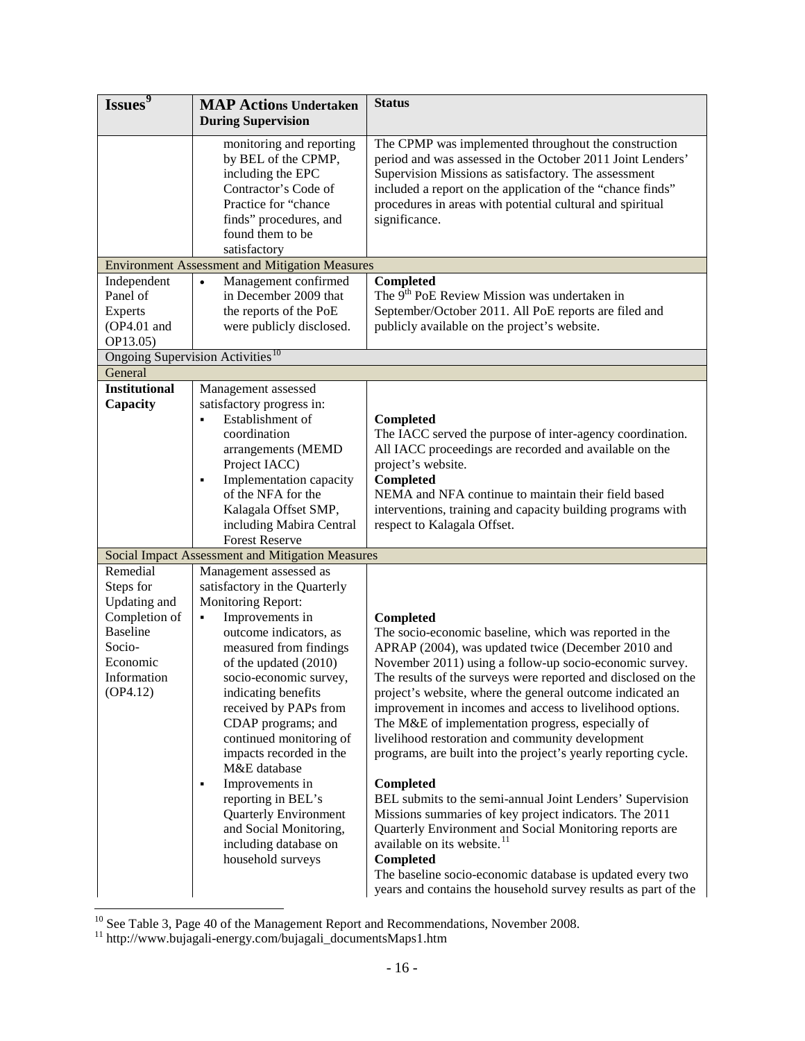| Issues[9] | MAP Actions Undertaken During Supervision | Status |
|---|---|---|
| | monitoring and reporting by BEL of the CPMP, including the EPC Contractor's Code of Practice for "chance finds" procedures, and found them to be satisfactory | The CPMP was implemented throughout the construction period and was assessed in the October 2011 Joint Lenders' Supervision Missions as satisfactory. The assessment included a report on the application of the "chance finds" procedures in areas with potential cultural and spiritual significance. |
| Environment Assessment and Mitigation Measures | | |
| Independent Panel of Experts (OP4.01 and OP13.05) | • Management confirmed in December 2009 that the reports of the PoE were publicly disclosed. | **Completed**<br>The 9th PoE Review Mission was undertaken in September/October 2011. All PoE reports are filed and publicly available on the project's website. |
| Ongoing Supervision Activities[10] | | |
| General | | |
| **Institutional Capacity** | Management assessed satisfactory progress in:<br>▪ Establishment of coordination arrangements (MEMD Project IACC)<br>▪ Implementation capacity of the NFA for the Kalagala Offset SMP, including Mabira Central Forest Reserve | **Completed**<br>The IACC served the purpose of inter-agency coordination. All IACC proceedings are recorded and available on the project's website.<br>**Completed**<br>NEMA and NFA continue to maintain their field based interventions, training and capacity building programs with respect to Kalagala Offset. |
| Social Impact Assessment and Mitigation Measures | | |
| Remedial Steps for Updating and Completion of Baseline Socio-Economic Information (OP4.12) | Management assessed as satisfactory in the Quarterly Monitoring Report:<br>▪ Improvements in outcome indicators, as measured from findings of the updated (2010) socio-economic survey, indicating benefits received by PAPs from CDAP programs; and continued monitoring of impacts recorded in the M&E database<br>▪ Improvements in reporting in BEL's Quarterly Environment and Social Monitoring, including database on household surveys | **Completed**<br>The socio-economic baseline, which was reported in the APRAP (2004), was updated twice (December 2010 and November 2011) using a follow-up socio-economic survey. The results of the surveys were reported and disclosed on the project's website, where the general outcome indicated an improvement in incomes and access to livelihood options. The M&E of implementation progress, especially of livelihood restoration and community development programs, are built into the project's yearly reporting cycle.<br>**Completed**<br>BEL submits to the semi-annual Joint Lenders' Supervision Missions summaries of key project indicators. The 2011 Quarterly Environment and Social Monitoring reports are available on its website.[11]<br>**Completed**<br>The baseline socio-economic database is updated every two years and contains the household survey results as part of the |

[10] See Table 3, Page 40 of the Management Report and Recommendations, November 2008.

[11] http://www.bujagali-energy.com/bujagali_documentsMaps1.htm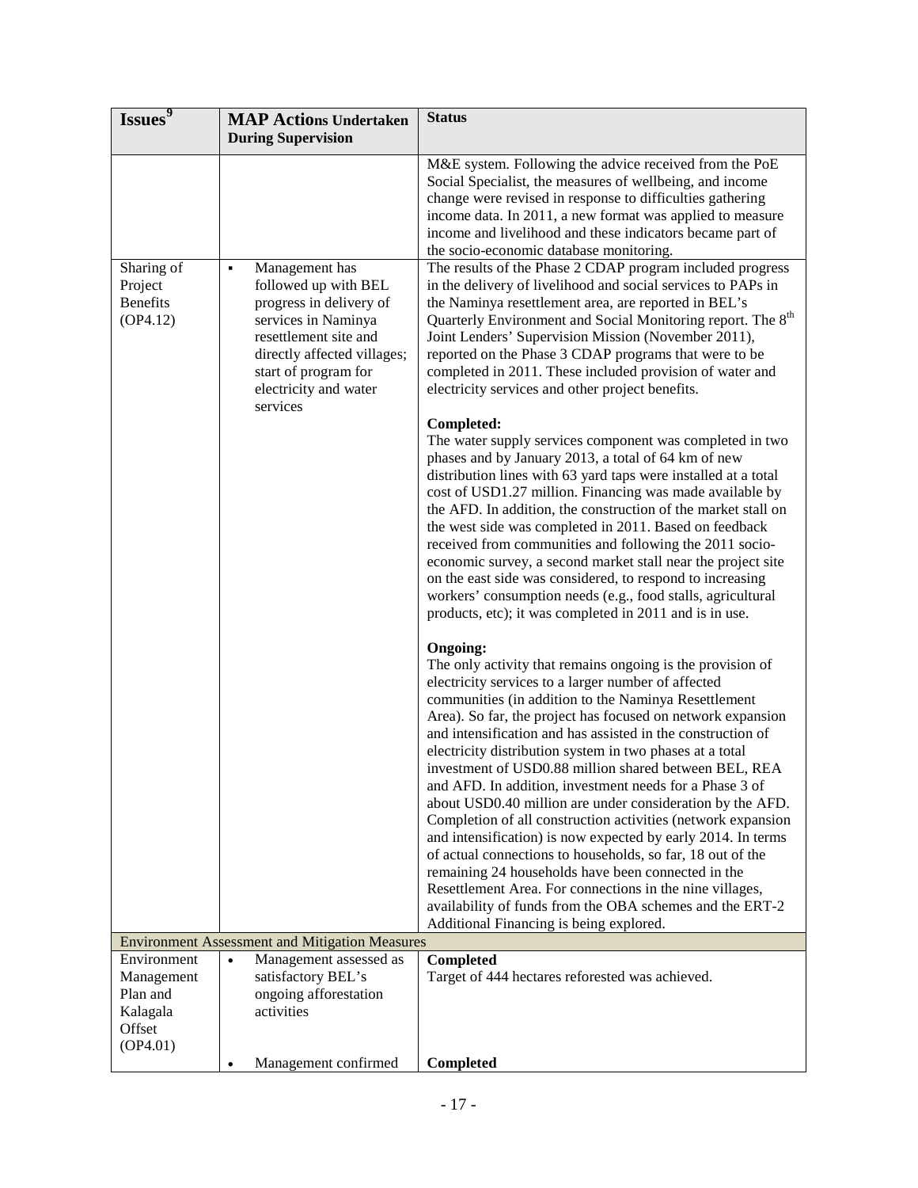| Issues[9] | MAP Actions Undertaken During Supervision | Status |
|---|---|---|
| | | M&E system. Following the advice received from the PoE Social Specialist, the measures of wellbeing, and income change were revised in response to difficulties gathering income data. In 2011, a new format was applied to measure income and livelihood and these indicators became part of the socio-economic database monitoring. |
| Sharing of Project Benefits (OP4.12) | ▪ Management has followed up with BEL progress in delivery of services in Naminya resettlement site and directly affected villages; start of program for electricity and water services | The results of the Phase 2 CDAP program included progress in the delivery of livelihood and social services to PAPs in the Naminya resettlement area, are reported in BEL's Quarterly Environment and Social Monitoring report. The 8th Joint Lenders' Supervision Mission (November 2011), reported on the Phase 3 CDAP programs that were to be completed in 2011. These included provision of water and electricity services and other project benefits.<br><br>**Completed:**<br>The water supply services component was completed in two phases and by January 2013, a total of 64 km of new distribution lines with 63 yard taps were installed at a total cost of USD1.27 million. Financing was made available by the AFD. In addition, the construction of the market stall on the west side was completed in 2011. Based on feedback received from communities and following the 2011 socio-economic survey, a second market stall near the project site on the east side was considered, to respond to increasing workers' consumption needs (e.g., food stalls, agricultural products, etc); it was completed in 2011 and is in use.<br><br>**Ongoing:**<br>The only activity that remains ongoing is the provision of electricity services to a larger number of affected communities (in addition to the Naminya Resettlement Area). So far, the project has focused on network expansion and intensification and has assisted in the construction of electricity distribution system in two phases at a total investment of USD0.88 million shared between BEL, REA and AFD. In addition, investment needs for a Phase 3 of about USD0.40 million are under consideration by the AFD. Completion of all construction activities (network expansion and intensification) is now expected by early 2014. In terms of actual connections to households, so far, 18 out of the remaining 24 households have been connected in the Resettlement Area. For connections in the nine villages, availability of funds from the OBA schemes and the ERT-2 Additional Financing is being explored. |
| Environment Assessment and Mitigation Measures | | |
| Environment Management Plan and Kalagala Offset (OP4.01) | • Management assessed as satisfactory BEL's ongoing afforestation activities | **Completed**<br>Target of 444 hectares reforested was achieved. |
| | • Management confirmed | **Completed** |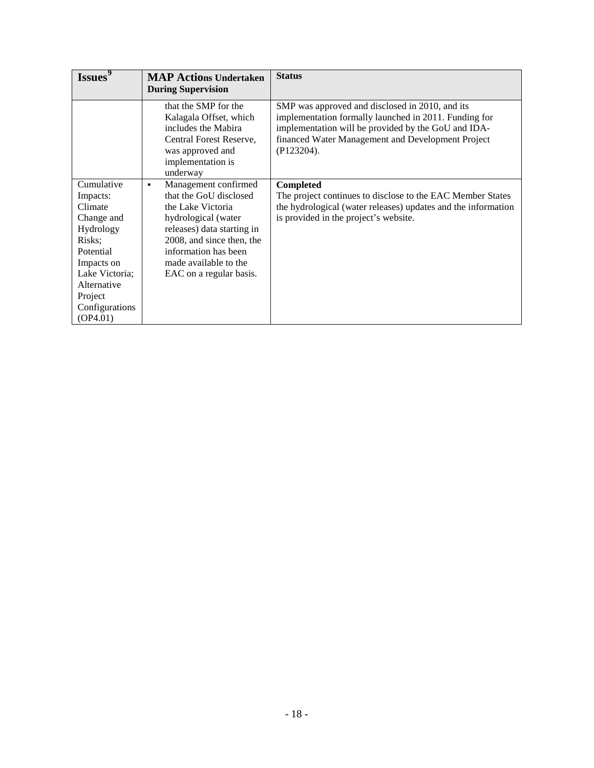| Issues[9] | MAP Actions Undertaken During Supervision | Status |
|---|---|---|
| | that the SMP for the Kalagala Offset, which includes the Mabira Central Forest Reserve, was approved and implementation is underway | SMP was approved and disclosed in 2010, and its implementation formally launched in 2011. Funding for implementation will be provided by the GoU and IDA-financed Water Management and Development Project (P123204). |
| Cumulative Impacts: Climate Change and Hydrology Risks; Potential Impacts on Lake Victoria; Alternative Project Configurations (OP4.01) | ▪ Management confirmed that the GoU disclosed the Lake Victoria hydrological (water releases) data starting in 2008, and since then, the information has been made available to the EAC on a regular basis. | **Completed** The project continues to disclose to the EAC Member States the hydrological (water releases) updates and the information is provided in the project's website. |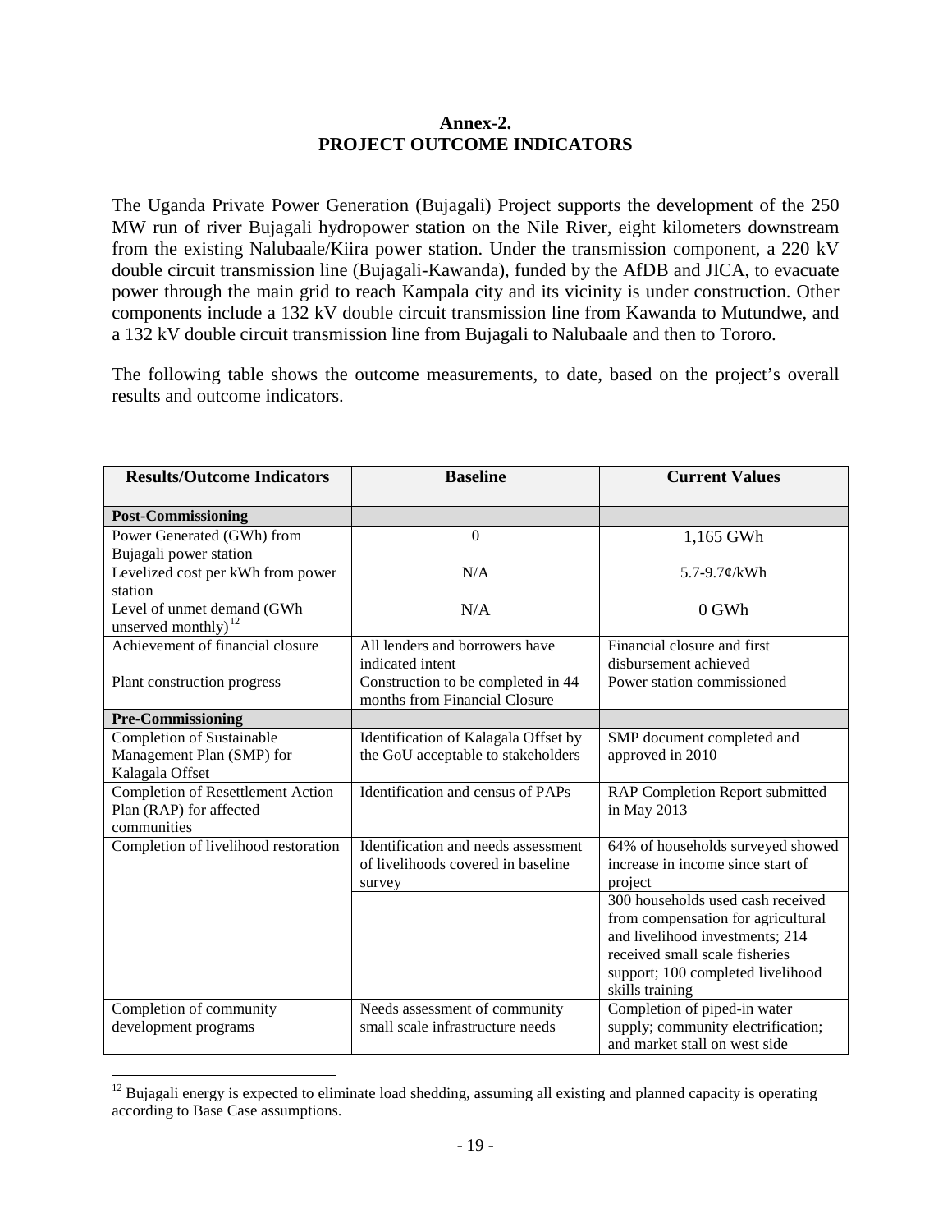**Annex-2.**
**PROJECT OUTCOME INDICATORS**

The Uganda Private Power Generation (Bujagali) Project supports the development of the 250 MW run of river Bujagali hydropower station on the Nile River, eight kilometers downstream from the existing Nalubaale/Kiira power station. Under the transmission component, a 220 kV double circuit transmission line (Bujagali-Kawanda), funded by the AfDB and JICA, to evacuate power through the main grid to reach Kampala city and its vicinity is under construction. Other components include a 132 kV double circuit transmission line from Kawanda to Mutundwe, and a 132 kV double circuit transmission line from Bujagali to Nalubaale and then to Tororo.

The following table shows the outcome measurements, to date, based on the project's overall results and outcome indicators.

| Results/Outcome Indicators | Baseline | Current Values |
|---|---|---|
| **Post-Commissioning** | | |
| Power Generated (GWh) from Bujagali power station | 0 | 1,165 GWh |
| Levelized cost per kWh from power station | N/A | 5.7-9.7¢/kWh |
| Level of unmet demand (GWh unserved monthly)[12] | N/A | 0 GWh |
| Achievement of financial closure | All lenders and borrowers have indicated intent | Financial closure and first disbursement achieved |
| Plant construction progress | Construction to be completed in 44 months from Financial Closure | Power station commissioned |
| **Pre-Commissioning** | | |
| Completion of Sustainable Management Plan (SMP) for Kalagala Offset | Identification of Kalagala Offset by the GoU acceptable to stakeholders | SMP document completed and approved in 2010 |
| Completion of Resettlement Action Plan (RAP) for affected communities | Identification and census of PAPs | RAP Completion Report submitted in May 2013 |
| Completion of livelihood restoration | Identification and needs assessment of livelihoods covered in baseline survey | 64% of households surveyed showed increase in income since start of project |
| | | 300 households used cash received from compensation for agricultural and livelihood investments; 214 received small scale fisheries support; 100 completed livelihood skills training |
| Completion of community development programs | Needs assessment of community small scale infrastructure needs | Completion of piped-in water supply; community electrification; and market stall on west side |

[12] Bujagali energy is expected to eliminate load shedding, assuming all existing and planned capacity is operating according to Base Case assumptions.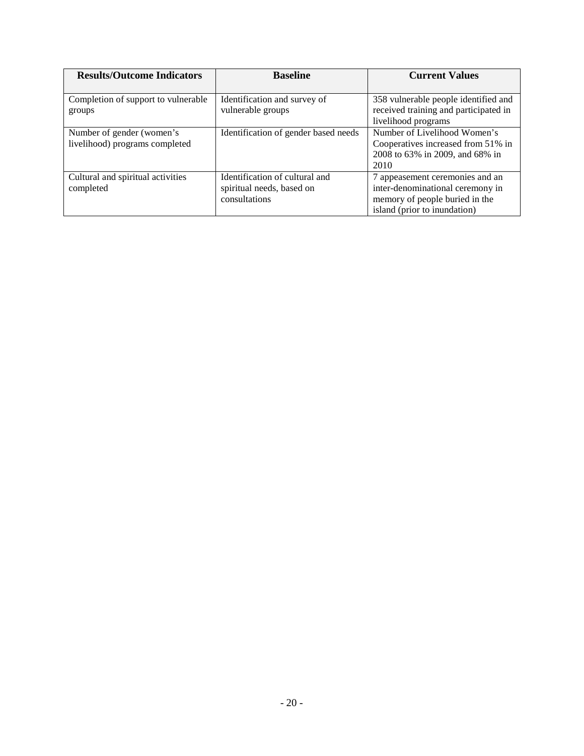| Results/Outcome Indicators | Baseline | Current Values |
|---|---|---|
| Completion of support to vulnerable groups | Identification and survey of vulnerable groups | 358 vulnerable people identified and received training and participated in livelihood programs |
| Number of gender (women's livelihood) programs completed | Identification of gender based needs | Number of Livelihood Women's Cooperatives increased from 51% in 2008 to 63% in 2009, and 68% in 2010 |
| Cultural and spiritual activities completed | Identification of cultural and spiritual needs, based on consultations | 7 appeasement ceremonies and an inter-denominational ceremony in memory of people buried in the island (prior to inundation) |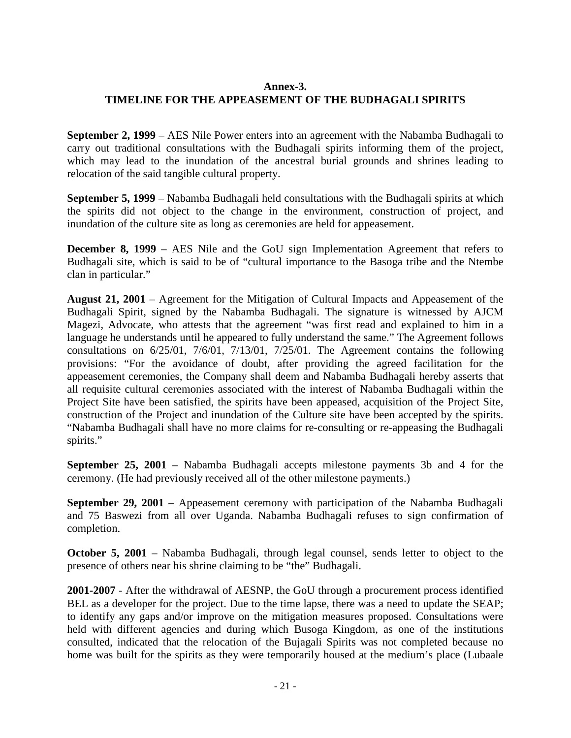**Annex-3.**
**TIMELINE FOR THE APPEASEMENT OF THE BUDHAGALI SPIRITS**

**September 2, 1999** – AES Nile Power enters into an agreement with the Nabamba Budhagali to carry out traditional consultations with the Budhagali spirits informing them of the project, which may lead to the inundation of the ancestral burial grounds and shrines leading to relocation of the said tangible cultural property.

**September 5, 1999** – Nabamba Budhagali held consultations with the Budhagali spirits at which the spirits did not object to the change in the environment, construction of project, and inundation of the culture site as long as ceremonies are held for appeasement.

**December 8, 1999** – AES Nile and the GoU sign Implementation Agreement that refers to Budhagali site, which is said to be of "cultural importance to the Basoga tribe and the Ntembe clan in particular."

**August 21, 2001** – Agreement for the Mitigation of Cultural Impacts and Appeasement of the Budhagali Spirit, signed by the Nabamba Budhagali. The signature is witnessed by AJCM Magezi, Advocate, who attests that the agreement "was first read and explained to him in a language he understands until he appeared to fully understand the same." The Agreement follows consultations on 6/25/01, 7/6/01, 7/13/01, 7/25/01. The Agreement contains the following provisions: "For the avoidance of doubt, after providing the agreed facilitation for the appeasement ceremonies, the Company shall deem and Nabamba Budhagali hereby asserts that all requisite cultural ceremonies associated with the interest of Nabamba Budhagali within the Project Site have been satisfied, the spirits have been appeased, acquisition of the Project Site, construction of the Project and inundation of the Culture site have been accepted by the spirits. "Nabamba Budhagali shall have no more claims for re-consulting or re-appeasing the Budhagali spirits."

**September 25, 2001** – Nabamba Budhagali accepts milestone payments 3b and 4 for the ceremony. (He had previously received all of the other milestone payments.)

**September 29, 2001** – Appeasement ceremony with participation of the Nabamba Budhagali and 75 Baswezi from all over Uganda. Nabamba Budhagali refuses to sign confirmation of completion.

**October 5, 2001** – Nabamba Budhagali, through legal counsel, sends letter to object to the presence of others near his shrine claiming to be "the" Budhagali.

**2001-2007** - After the withdrawal of AESNP, the GoU through a procurement process identified BEL as a developer for the project. Due to the time lapse, there was a need to update the SEAP; to identify any gaps and/or improve on the mitigation measures proposed. Consultations were held with different agencies and during which Busoga Kingdom, as one of the institutions consulted, indicated that the relocation of the Bujagali Spirits was not completed because no home was built for the spirits as they were temporarily housed at the medium's place (Lubaale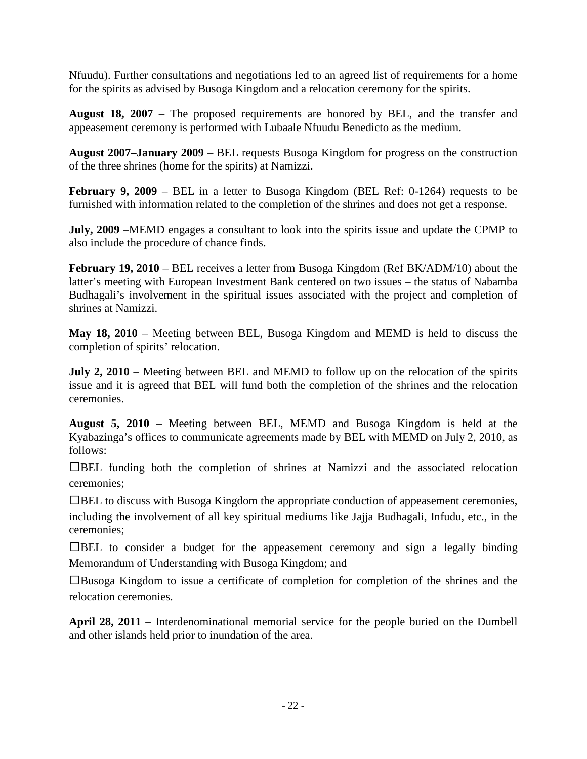Nfuudu). Further consultations and negotiations led to an agreed list of requirements for a home for the spirits as advised by Busoga Kingdom and a relocation ceremony for the spirits.

**August 18, 2007** – The proposed requirements are honored by BEL, and the transfer and appeasement ceremony is performed with Lubaale Nfuudu Benedicto as the medium.

**August 2007–January 2009** – BEL requests Busoga Kingdom for progress on the construction of the three shrines (home for the spirits) at Namizzi.

**February 9, 2009** – BEL in a letter to Busoga Kingdom (BEL Ref: 0-1264) requests to be furnished with information related to the completion of the shrines and does not get a response.

**July, 2009** –MEMD engages a consultant to look into the spirits issue and update the CPMP to also include the procedure of chance finds.

**February 19, 2010** – BEL receives a letter from Busoga Kingdom (Ref BK/ADM/10) about the latter's meeting with European Investment Bank centered on two issues – the status of Nabamba Budhagali's involvement in the spiritual issues associated with the project and completion of shrines at Namizzi.

**May 18, 2010** – Meeting between BEL, Busoga Kingdom and MEMD is held to discuss the completion of spirits' relocation.

**July 2, 2010** – Meeting between BEL and MEMD to follow up on the relocation of the spirits issue and it is agreed that BEL will fund both the completion of the shrines and the relocation ceremonies.

**August 5, 2010** – Meeting between BEL, MEMD and Busoga Kingdom is held at the Kyabazinga's offices to communicate agreements made by BEL with MEMD on July 2, 2010, as follows:

- BEL funding both the completion of shrines at Namizzi and the associated relocation ceremonies;
- BEL to discuss with Busoga Kingdom the appropriate conduction of appeasement ceremonies, including the involvement of all key spiritual mediums like Jajja Budhagali, Infudu, etc., in the ceremonies;
- BEL to consider a budget for the appeasement ceremony and sign a legally binding Memorandum of Understanding with Busoga Kingdom; and
- Busoga Kingdom to issue a certificate of completion for completion of the shrines and the relocation ceremonies.

**April 28, 2011** – Interdenominational memorial service for the people buried on the Dumbell and other islands held prior to inundation of the area.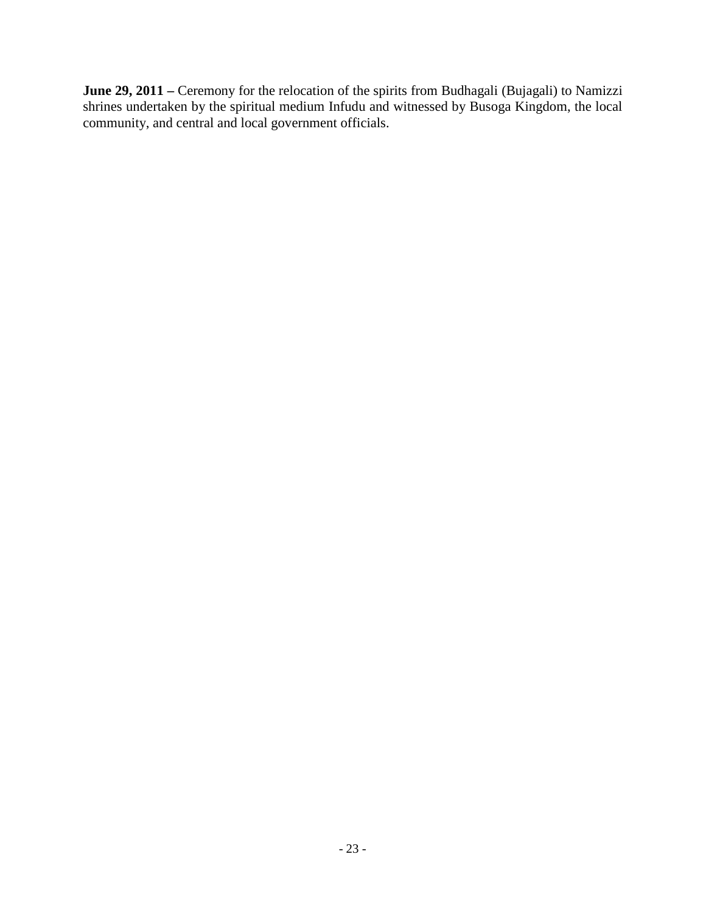**June 29, 2011 –** Ceremony for the relocation of the spirits from Budhagali (Bujagali) to Namizzi shrines undertaken by the spiritual medium Infudu and witnessed by Busoga Kingdom, the local community, and central and local government officials.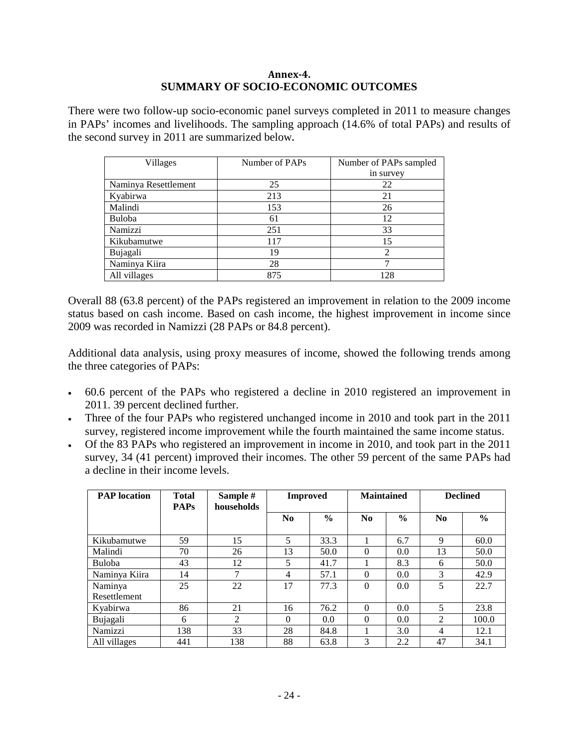# Annex-4.
# SUMMARY OF SOCIO-ECONOMIC OUTCOMES

There were two follow-up socio-economic panel surveys completed in 2011 to measure changes in PAPs' incomes and livelihoods. The sampling approach (14.6% of total PAPs) and results of the second survey in 2011 are summarized below.

| Villages | Number of PAPs | Number of PAPs sampled in survey |
|---|---|---|
| Naminya Resettlement | 25 | 22 |
| Kyabirwa | 213 | 21 |
| Malindi | 153 | 26 |
| Buloba | 61 | 12 |
| Namizzi | 251 | 33 |
| Kikubamutwe | 117 | 15 |
| Bujagali | 19 | 2 |
| Naminya Kiira | 28 | 7 |
| All villages | 875 | 128 |

Overall 88 (63.8 percent) of the PAPs registered an improvement in relation to the 2009 income status based on cash income. Based on cash income, the highest improvement in income since 2009 was recorded in Namizzi (28 PAPs or 84.8 percent).

Additional data analysis, using proxy measures of income, showed the following trends among the three categories of PAPs:

- 60.6 percent of the PAPs who registered a decline in 2010 registered an improvement in 2011. 39 percent declined further.
- Three of the four PAPs who registered unchanged income in 2010 and took part in the 2011 survey, registered income improvement while the fourth maintained the same income status.
- Of the 83 PAPs who registered an improvement in income in 2010, and took part in the 2011 survey, 34 (41 percent) improved their incomes. The other 59 percent of the same PAPs had a decline in their income levels.

| **PAP location** | **Total PAPs** | **Sample # households** | **Improved** | | **Maintained** | | **Declined** | |
|---|---|---|---|---|---|---|---|---|
| | | | **No** | **%** | **No** | **%** | **No** | **%** |
| Kikubamutwe | 59 | 15 | 5 | 33.3 | 1 | 6.7 | 9 | 60.0 |
| Malindi | 70 | 26 | 13 | 50.0 | 0 | 0.0 | 13 | 50.0 |
| Buloba | 43 | 12 | 5 | 41.7 | 1 | 8.3 | 6 | 50.0 |
| Naminya Kiira | 14 | 7 | 4 | 57.1 | 0 | 0.0 | 3 | 42.9 |
| Naminya Resettlement | 25 | 22 | 17 | 77.3 | 0 | 0.0 | 5 | 22.7 |
| Kyabirwa | 86 | 21 | 16 | 76.2 | 0 | 0.0 | 5 | 23.8 |
| Bujagali | 6 | 2 | 0 | 0.0 | 0 | 0.0 | 2 | 100.0 |
| Namizzi | 138 | 33 | 28 | 84.8 | 1 | 3.0 | 4 | 12.1 |
| All villages | 441 | 138 | 88 | 63.8 | 3 | 2.2 | 47 | 34.1 |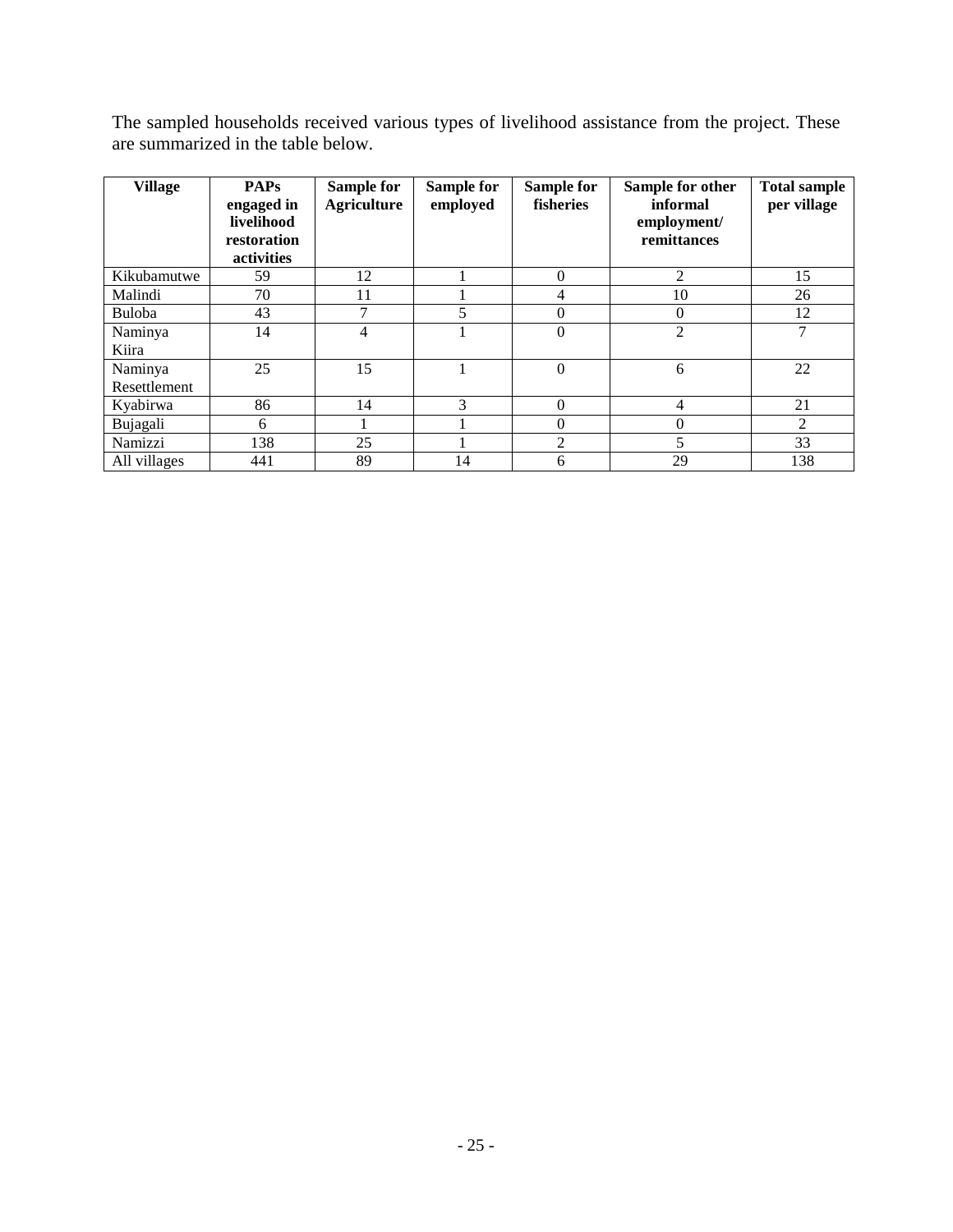The sampled households received various types of livelihood assistance from the project. These are summarized in the table below.

| Village | PAPs engaged in livelihood restoration activities | Sample for Agriculture | Sample for employed | Sample for fisheries | Sample for other informal employment/ remittances | Total sample per village |
|---|---|---|---|---|---|---|
| Kikubamutwe | 59 | 12 | 1 | 0 | 2 | 15 |
| Malindi | 70 | 11 | 1 | 4 | 10 | 26 |
| Buloba | 43 | 7 | 5 | 0 | 0 | 12 |
| Naminya Kiira | 14 | 4 | 1 | 0 | 2 | 7 |
| Naminya Resettlement | 25 | 15 | 1 | 0 | 6 | 22 |
| Kyabirwa | 86 | 14 | 3 | 0 | 4 | 21 |
| Bujagali | 6 | 1 | 1 | 0 | 0 | 2 |
| Namizzi | 138 | 25 | 1 | 2 | 5 | 33 |
| All villages | 441 | 89 | 14 | 6 | 29 | 138 |